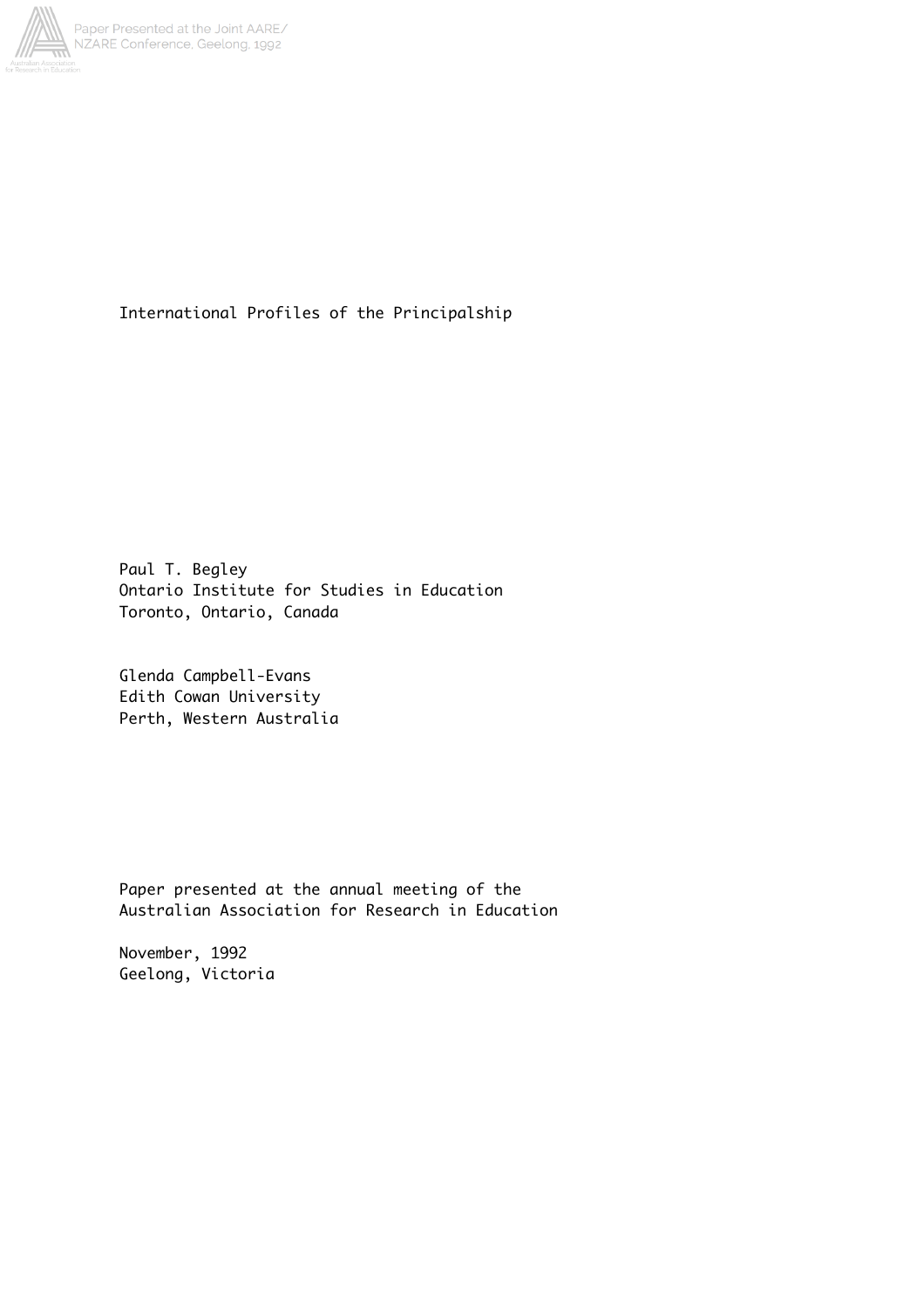# International Profiles of the Principalship

Paul T. Begley
Ontario Institute for Studies in Education
Toronto, Ontario, Canada

Glenda Campbell-Evans
Edith Cowan University
Perth, Western Australia

Paper presented at the annual meeting of the
Australian Association for Research in Education

November, 1992
Geelong, Victoria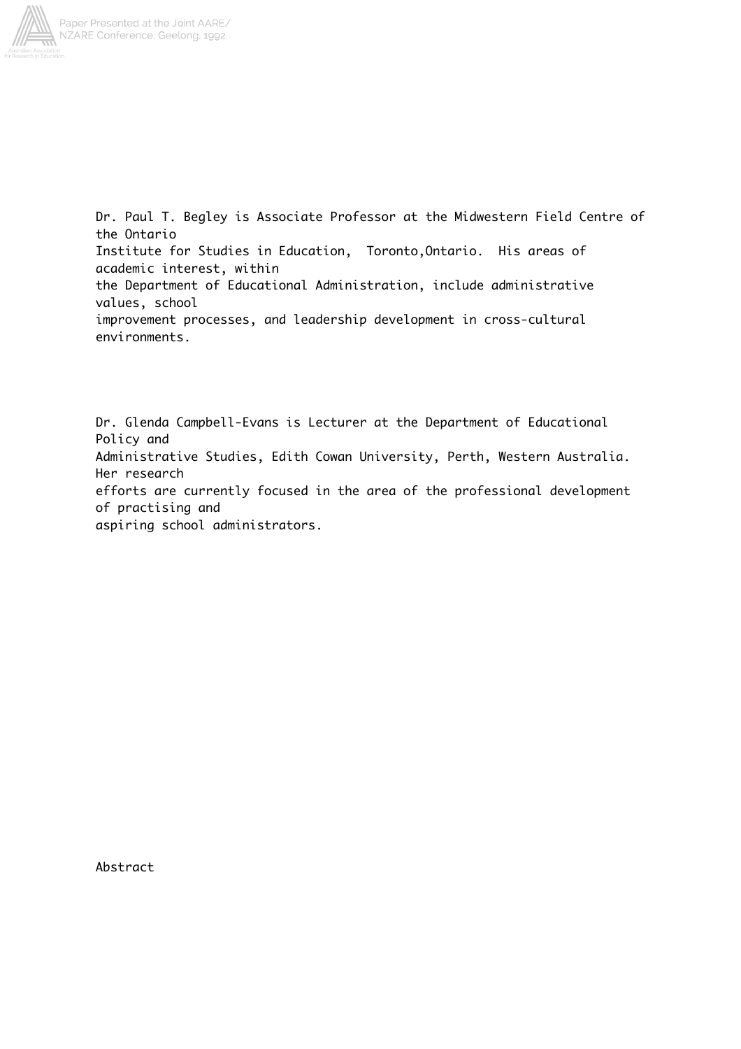Dr. Paul T. Begley is Associate Professor at the Midwestern Field Centre of the Ontario Institute for Studies in Education, Toronto,Ontario. His areas of academic interest, within the Department of Educational Administration, include administrative values, school improvement processes, and leadership development in cross-cultural environments.

Dr. Glenda Campbell-Evans is Lecturer at the Department of Educational Policy and Administrative Studies, Edith Cowan University, Perth, Western Australia. Her research efforts are currently focused in the area of the professional development of practising and aspiring school administrators.

Abstract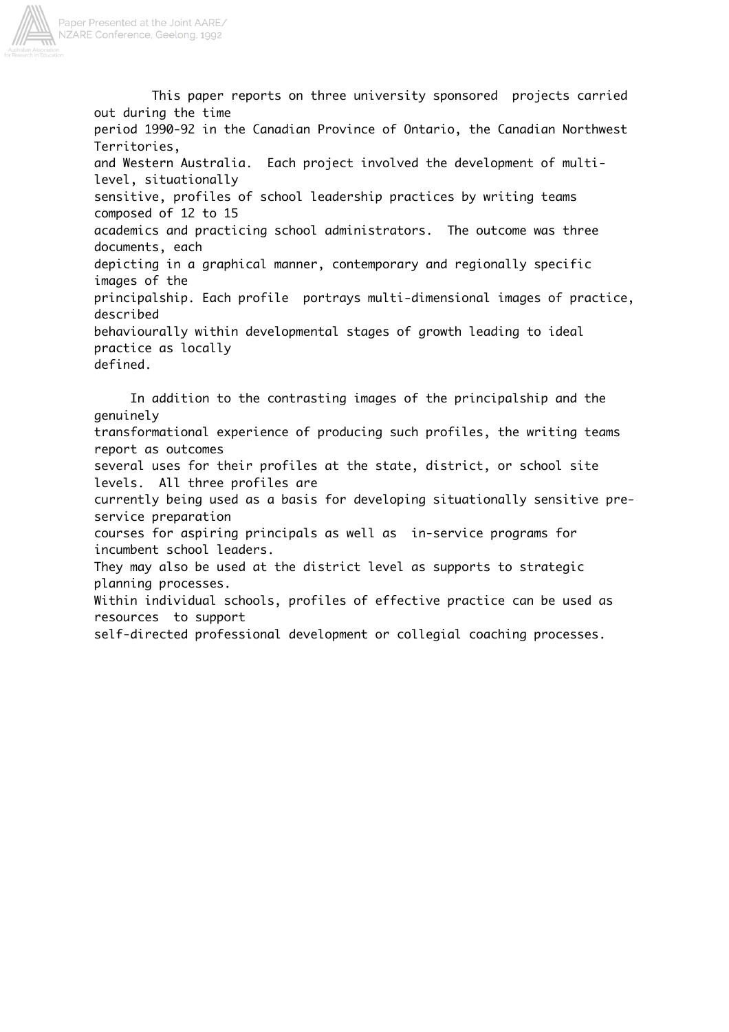This paper reports on three university sponsored projects carried out during the time period 1990-92 in the Canadian Province of Ontario, the Canadian Northwest Territories, and Western Australia. Each project involved the development of multi-level, situationally sensitive, profiles of school leadership practices by writing teams composed of 12 to 15 academics and practicing school administrators. The outcome was three documents, each depicting in a graphical manner, contemporary and regionally specific images of the principalship. Each profile portrays multi-dimensional images of practice, described behaviourally within developmental stages of growth leading to ideal practice as locally defined.

In addition to the contrasting images of the principalship and the genuinely transformational experience of producing such profiles, the writing teams report as outcomes several uses for their profiles at the state, district, or school site levels. All three profiles are currently being used as a basis for developing situationally sensitive pre-service preparation courses for aspiring principals as well as in-service programs for incumbent school leaders. They may also be used at the district level as supports to strategic planning processes. Within individual schools, profiles of effective practice can be used as resources to support self-directed professional development or collegial coaching processes.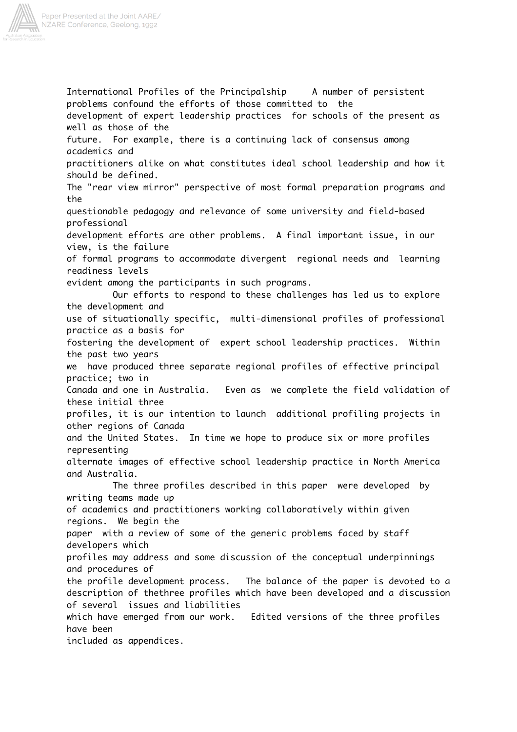International Profiles of the Principalship     A number of persistent problems confound the efforts of those committed to the development of expert leadership practices for schools of the present as well as those of the future. For example, there is a continuing lack of consensus among academics and practitioners alike on what constitutes ideal school leadership and how it should be defined. The "rear view mirror" perspective of most formal preparation programs and the questionable pedagogy and relevance of some university and field-based professional development efforts are other problems. A final important issue, in our view, is the failure of formal programs to accommodate divergent regional needs and learning readiness levels evident among the participants in such programs.

Our efforts to respond to these challenges has led us to explore the development and use of situationally specific, multi-dimensional profiles of professional practice as a basis for fostering the development of expert school leadership practices. Within the past two years we have produced three separate regional profiles of effective principal practice; two in Canada and one in Australia. Even as we complete the field validation of these initial three profiles, it is our intention to launch additional profiling projects in other regions of Canada and the United States. In time we hope to produce six or more profiles representing alternate images of effective school leadership practice in North America and Australia.

The three profiles described in this paper were developed by writing teams made up of academics and practitioners working collaboratively within given regions. We begin the paper with a review of some of the generic problems faced by staff developers which profiles may address and some discussion of the conceptual underpinnings and procedures of the profile development process. The balance of the paper is devoted to a description of thethree profiles which have been developed and a discussion of several issues and liabilities which have emerged from our work. Edited versions of the three profiles have been included as appendices.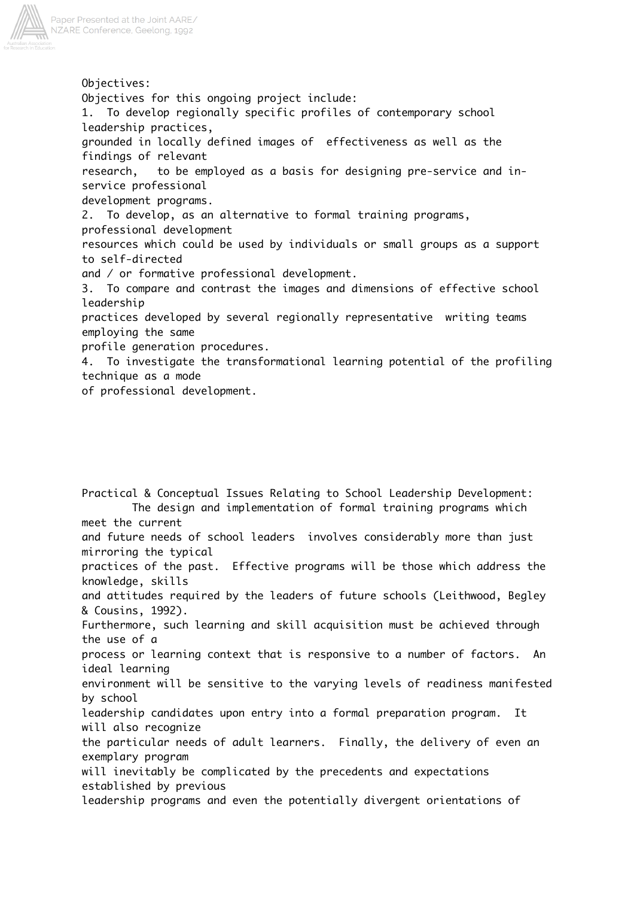Objectives:

Objectives for this ongoing project include:

1. To develop regionally specific profiles of contemporary school leadership practices, grounded in locally defined images of effectiveness as well as the findings of relevant research, to be employed as a basis for designing pre-service and in-service professional development programs.
2. To develop, as an alternative to formal training programs, professional development resources which could be used by individuals or small groups as a support to self-directed and / or formative professional development.
3. To compare and contrast the images and dimensions of effective school leadership practices developed by several regionally representative writing teams employing the same profile generation procedures.
4. To investigate the transformational learning potential of the profiling technique as a mode of professional development.

Practical & Conceptual Issues Relating to School Leadership Development:

The design and implementation of formal training programs which meet the current and future needs of school leaders involves considerably more than just mirroring the typical practices of the past. Effective programs will be those which address the knowledge, skills and attitudes required by the leaders of future schools (Leithwood, Begley & Cousins, 1992). Furthermore, such learning and skill acquisition must be achieved through the use of a process or learning context that is responsive to a number of factors. An ideal learning environment will be sensitive to the varying levels of readiness manifested by school leadership candidates upon entry into a formal preparation program. It will also recognize the particular needs of adult learners. Finally, the delivery of even an exemplary program will inevitably be complicated by the precedents and expectations established by previous leadership programs and even the potentially divergent orientations of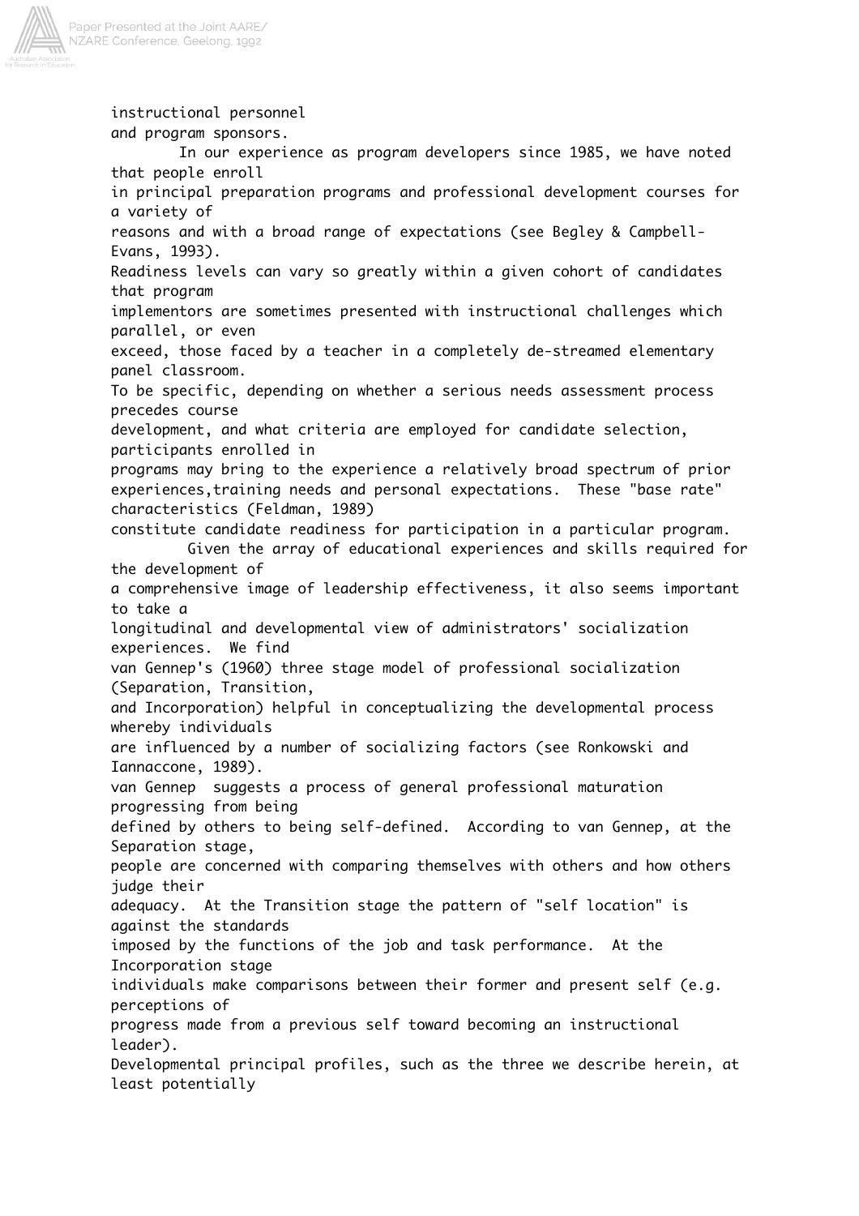instructional personnel and program sponsors.

In our experience as program developers since 1985, we have noted that people enroll in principal preparation programs and professional development courses for a variety of reasons and with a broad range of expectations (see Begley & Campbell-Evans, 1993). Readiness levels can vary so greatly within a given cohort of candidates that program implementors are sometimes presented with instructional challenges which parallel, or even exceed, those faced by a teacher in a completely de-streamed elementary panel classroom. To be specific, depending on whether a serious needs assessment process precedes course development, and what criteria are employed for candidate selection, participants enrolled in programs may bring to the experience a relatively broad spectrum of prior experiences,training needs and personal expectations. These "base rate" characteristics (Feldman, 1989) constitute candidate readiness for participation in a particular program.

Given the array of educational experiences and skills required for the development of a comprehensive image of leadership effectiveness, it also seems important to take a longitudinal and developmental view of administrators' socialization experiences. We find van Gennep's (1960) three stage model of professional socialization (Separation, Transition, and Incorporation) helpful in conceptualizing the developmental process whereby individuals are influenced by a number of socializing factors (see Ronkowski and Iannaccone, 1989). van Gennep suggests a process of general professional maturation progressing from being defined by others to being self-defined. According to van Gennep, at the Separation stage, people are concerned with comparing themselves with others and how others judge their adequacy. At the Transition stage the pattern of "self location" is against the standards imposed by the functions of the job and task performance. At the Incorporation stage individuals make comparisons between their former and present self (e.g. perceptions of progress made from a previous self toward becoming an instructional leader). Developmental principal profiles, such as the three we describe herein, at least potentially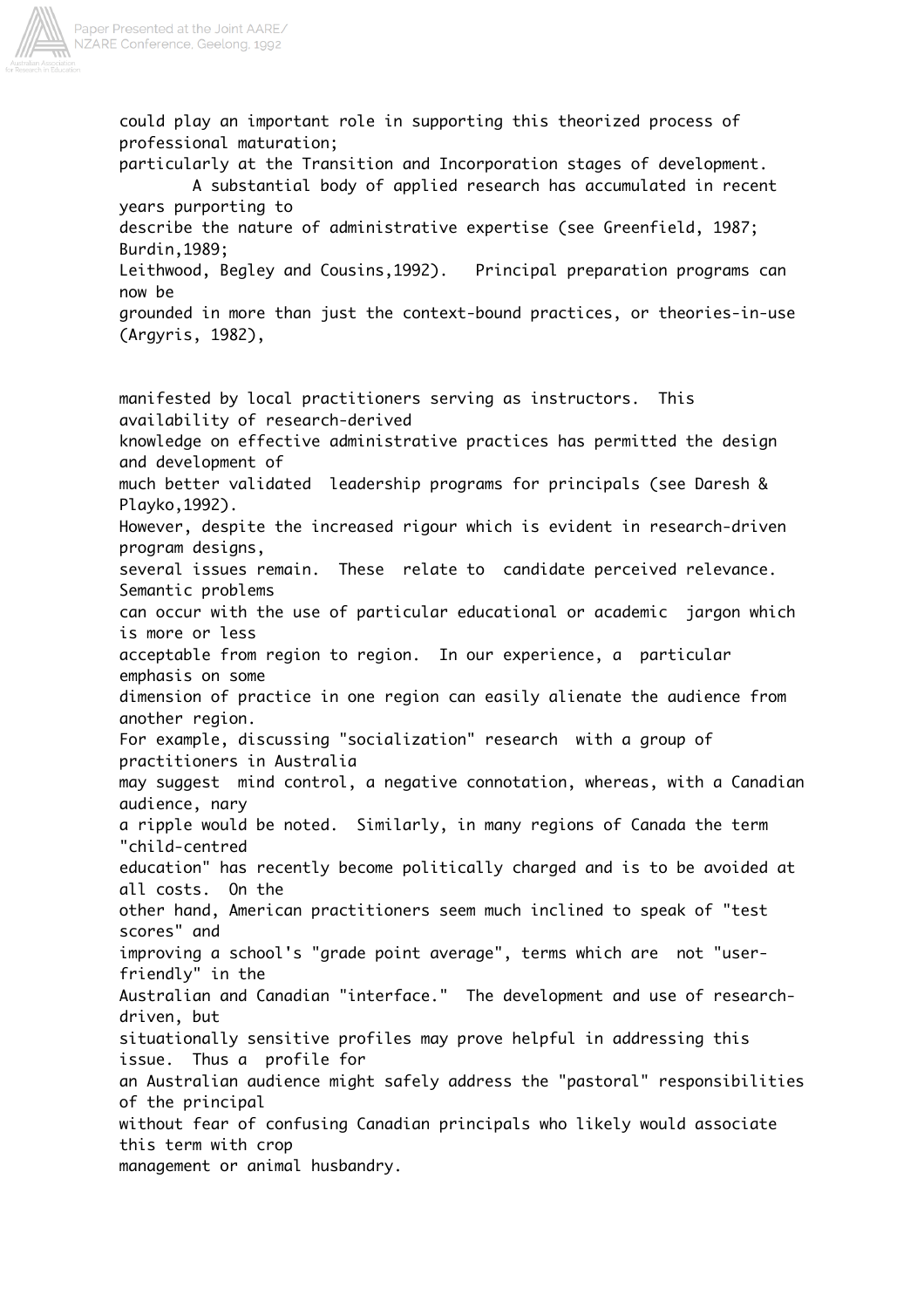could play an important role in supporting this theorized process of professional maturation; particularly at the Transition and Incorporation stages of development.

A substantial body of applied research has accumulated in recent years purporting to describe the nature of administrative expertise (see Greenfield, 1987; Burdin,1989; Leithwood, Begley and Cousins,1992). Principal preparation programs can now be grounded in more than just the context-bound practices, or theories-in-use (Argyris, 1982),

manifested by local practitioners serving as instructors. This availability of research-derived knowledge on effective administrative practices has permitted the design and development of much better validated leadership programs for principals (see Daresh & Playko,1992). However, despite the increased rigour which is evident in research-driven program designs, several issues remain. These relate to candidate perceived relevance. Semantic problems can occur with the use of particular educational or academic jargon which is more or less acceptable from region to region. In our experience, a particular emphasis on some dimension of practice in one region can easily alienate the audience from another region. For example, discussing "socialization" research with a group of practitioners in Australia may suggest mind control, a negative connotation, whereas, with a Canadian audience, nary a ripple would be noted. Similarly, in many regions of Canada the term "child-centred education" has recently become politically charged and is to be avoided at all costs. On the other hand, American practitioners seem much inclined to speak of "test scores" and improving a school's "grade point average", terms which are not "user-friendly" in the Australian and Canadian "interface." The development and use of research-driven, but situationally sensitive profiles may prove helpful in addressing this issue. Thus a profile for an Australian audience might safely address the "pastoral" responsibilities of the principal without fear of confusing Canadian principals who likely would associate this term with crop management or animal husbandry.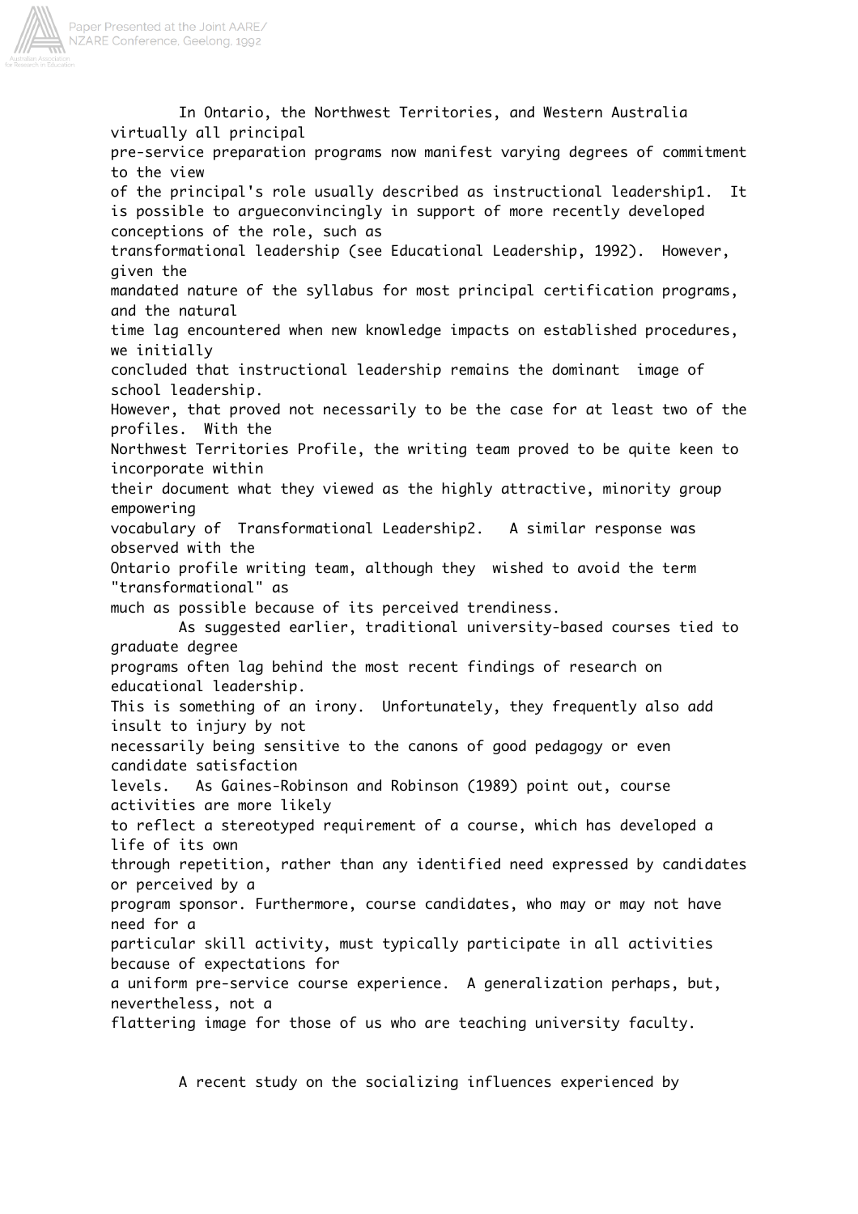In Ontario, the Northwest Territories, and Western Australia virtually all principal pre-service preparation programs now manifest varying degrees of commitment to the view of the principal's role usually described as instructional leadership1. It is possible to argueconvincingly in support of more recently developed conceptions of the role, such as transformational leadership (see Educational Leadership, 1992). However, given the mandated nature of the syllabus for most principal certification programs, and the natural time lag encountered when new knowledge impacts on established procedures, we initially concluded that instructional leadership remains the dominant image of school leadership. However, that proved not necessarily to be the case for at least two of the profiles. With the Northwest Territories Profile, the writing team proved to be quite keen to incorporate within their document what they viewed as the highly attractive, minority group empowering vocabulary of Transformational Leadership2. A similar response was observed with the Ontario profile writing team, although they wished to avoid the term "transformational" as much as possible because of its perceived trendiness.

As suggested earlier, traditional university-based courses tied to graduate degree programs often lag behind the most recent findings of research on educational leadership. This is something of an irony. Unfortunately, they frequently also add insult to injury by not necessarily being sensitive to the canons of good pedagogy or even candidate satisfaction levels. As Gaines-Robinson and Robinson (1989) point out, course activities are more likely to reflect a stereotyped requirement of a course, which has developed a life of its own through repetition, rather than any identified need expressed by candidates or perceived by a program sponsor. Furthermore, course candidates, who may or may not have need for a particular skill activity, must typically participate in all activities because of expectations for a uniform pre-service course experience. A generalization perhaps, but, nevertheless, not a flattering image for those of us who are teaching university faculty.

A recent study on the socializing influences experienced by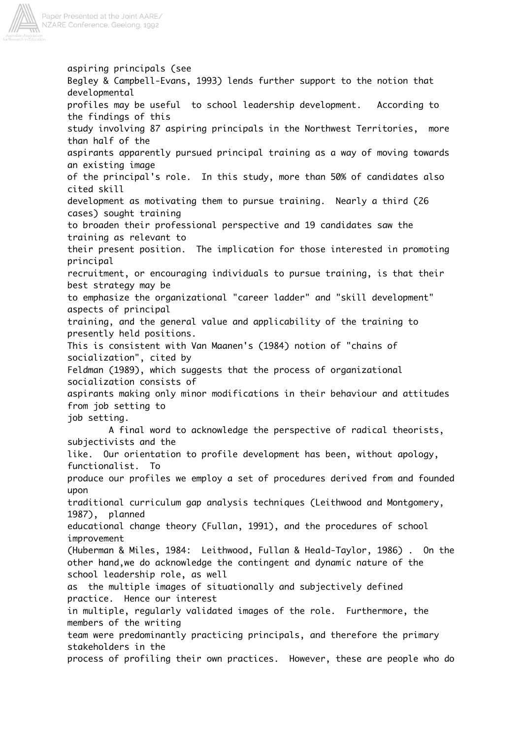aspiring principals (see Begley & Campbell-Evans, 1993) lends further support to the notion that developmental profiles may be useful to school leadership development. According to the findings of this study involving 87 aspiring principals in the Northwest Territories, more than half of the aspirants apparently pursued principal training as a way of moving towards an existing image of the principal's role. In this study, more than 50% of candidates also cited skill development as motivating them to pursue training. Nearly a third (26 cases) sought training to broaden their professional perspective and 19 candidates saw the training as relevant to their present position. The implication for those interested in promoting principal recruitment, or encouraging individuals to pursue training, is that their best strategy may be to emphasize the organizational "career ladder" and "skill development" aspects of principal training, and the general value and applicability of the training to presently held positions. This is consistent with Van Maanen's (1984) notion of "chains of socialization", cited by Feldman (1989), which suggests that the process of organizational socialization consists of aspirants making only minor modifications in their behaviour and attitudes from job setting to job setting.

A final word to acknowledge the perspective of radical theorists, subjectivists and the like. Our orientation to profile development has been, without apology, functionalist. To produce our profiles we employ a set of procedures derived from and founded upon traditional curriculum gap analysis techniques (Leithwood and Montgomery, 1987), planned educational change theory (Fullan, 1991), and the procedures of school improvement (Huberman & Miles, 1984: Leithwood, Fullan & Heald-Taylor, 1986) . On the other hand,we do acknowledge the contingent and dynamic nature of the school leadership role, as well as the multiple images of situationally and subjectively defined practice. Hence our interest in multiple, regularly validated images of the role. Furthermore, the members of the writing team were predominantly practicing principals, and therefore the primary stakeholders in the process of profiling their own practices. However, these are people who do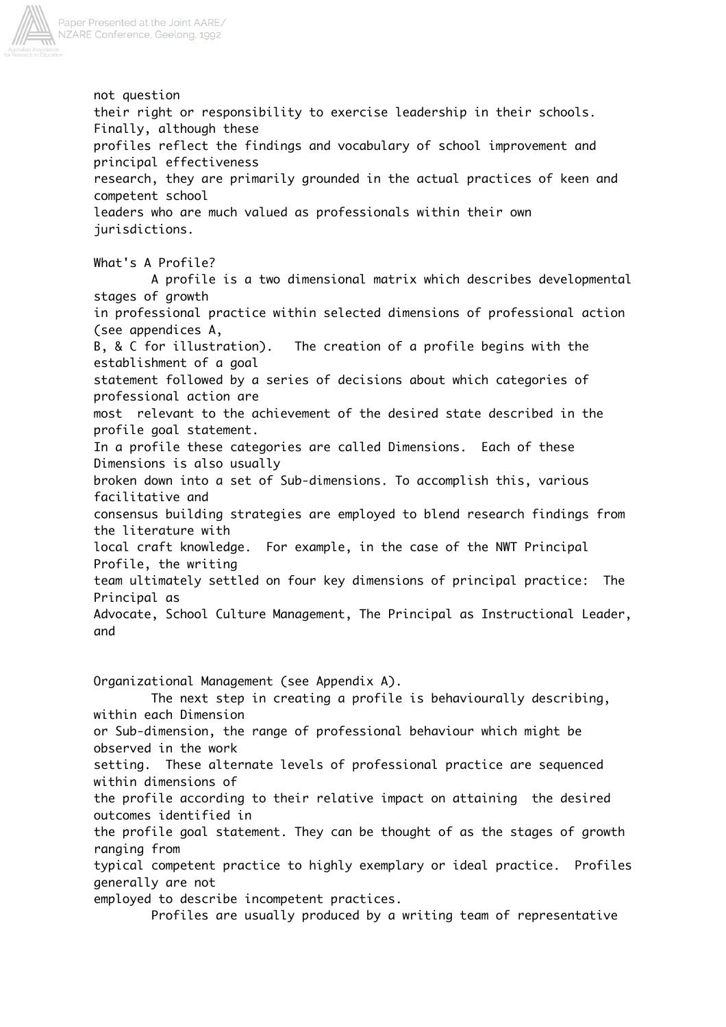not question their right or responsibility to exercise leadership in their schools. Finally, although these profiles reflect the findings and vocabulary of school improvement and principal effectiveness research, they are primarily grounded in the actual practices of keen and competent school leaders who are much valued as professionals within their own jurisdictions.

## What's A Profile?

A profile is a two dimensional matrix which describes developmental stages of growth in professional practice within selected dimensions of professional action (see appendices A, B, & C for illustration). The creation of a profile begins with the establishment of a goal statement followed by a series of decisions about which categories of professional action are most relevant to the achievement of the desired state described in the profile goal statement. In a profile these categories are called Dimensions. Each of these Dimensions is also usually broken down into a set of Sub-dimensions. To accomplish this, various facilitative and consensus building strategies are employed to blend research findings from the literature with local craft knowledge. For example, in the case of the NWT Principal Profile, the writing team ultimately settled on four key dimensions of principal practice: The Principal as Advocate, School Culture Management, The Principal as Instructional Leader, and Organizational Management (see Appendix A).

The next step in creating a profile is behaviourally describing, within each Dimension or Sub-dimension, the range of professional behaviour which might be observed in the work setting. These alternate levels of professional practice are sequenced within dimensions of the profile according to their relative impact on attaining the desired outcomes identified in the profile goal statement. They can be thought of as the stages of growth ranging from typical competent practice to highly exemplary or ideal practice. Profiles generally are not employed to describe incompetent practices.

Profiles are usually produced by a writing team of representative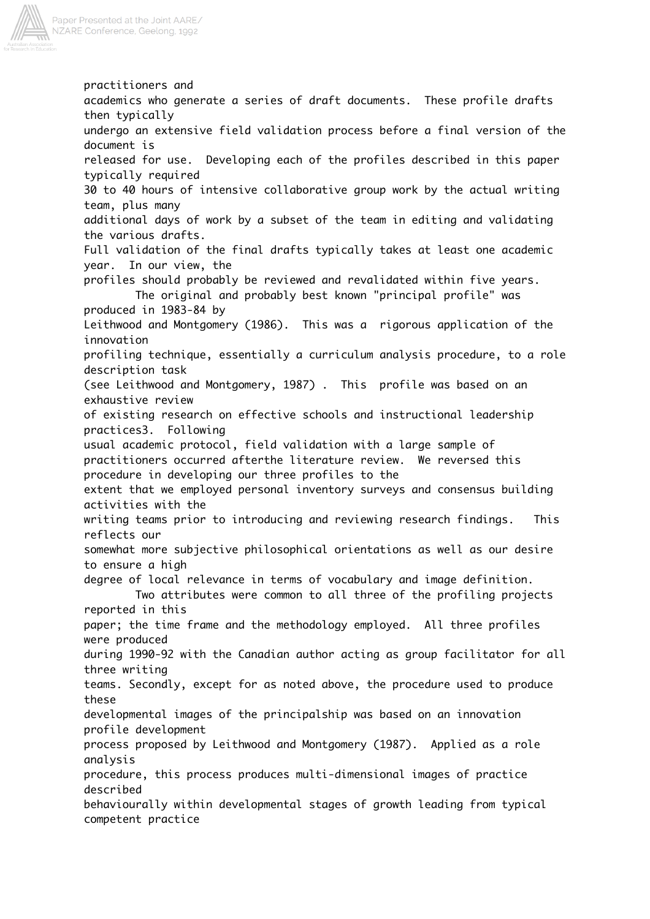practitioners and academics who generate a series of draft documents. These profile drafts then typically undergo an extensive field validation process before a final version of the document is released for use. Developing each of the profiles described in this paper typically required 30 to 40 hours of intensive collaborative group work by the actual writing team, plus many additional days of work by a subset of the team in editing and validating the various drafts. Full validation of the final drafts typically takes at least one academic year. In our view, the profiles should probably be reviewed and revalidated within five years.

The original and probably best known "principal profile" was produced in 1983-84 by Leithwood and Montgomery (1986). This was a rigorous application of the innovation profiling technique, essentially a curriculum analysis procedure, to a role description task (see Leithwood and Montgomery, 1987) . This profile was based on an exhaustive review of existing research on effective schools and instructional leadership practices[3]. Following usual academic protocol, field validation with a large sample of practitioners occurred afterthe literature review. We reversed this procedure in developing our three profiles to the extent that we employed personal inventory surveys and consensus building activities with the writing teams prior to introducing and reviewing research findings. This reflects our somewhat more subjective philosophical orientations as well as our desire to ensure a high degree of local relevance in terms of vocabulary and image definition.

Two attributes were common to all three of the profiling projects reported in this paper; the time frame and the methodology employed. All three profiles were produced during 1990-92 with the Canadian author acting as group facilitator for all three writing teams. Secondly, except for as noted above, the procedure used to produce these developmental images of the principalship was based on an innovation profile development process proposed by Leithwood and Montgomery (1987). Applied as a role analysis procedure, this process produces multi-dimensional images of practice described behaviourally within developmental stages of growth leading from typical competent practice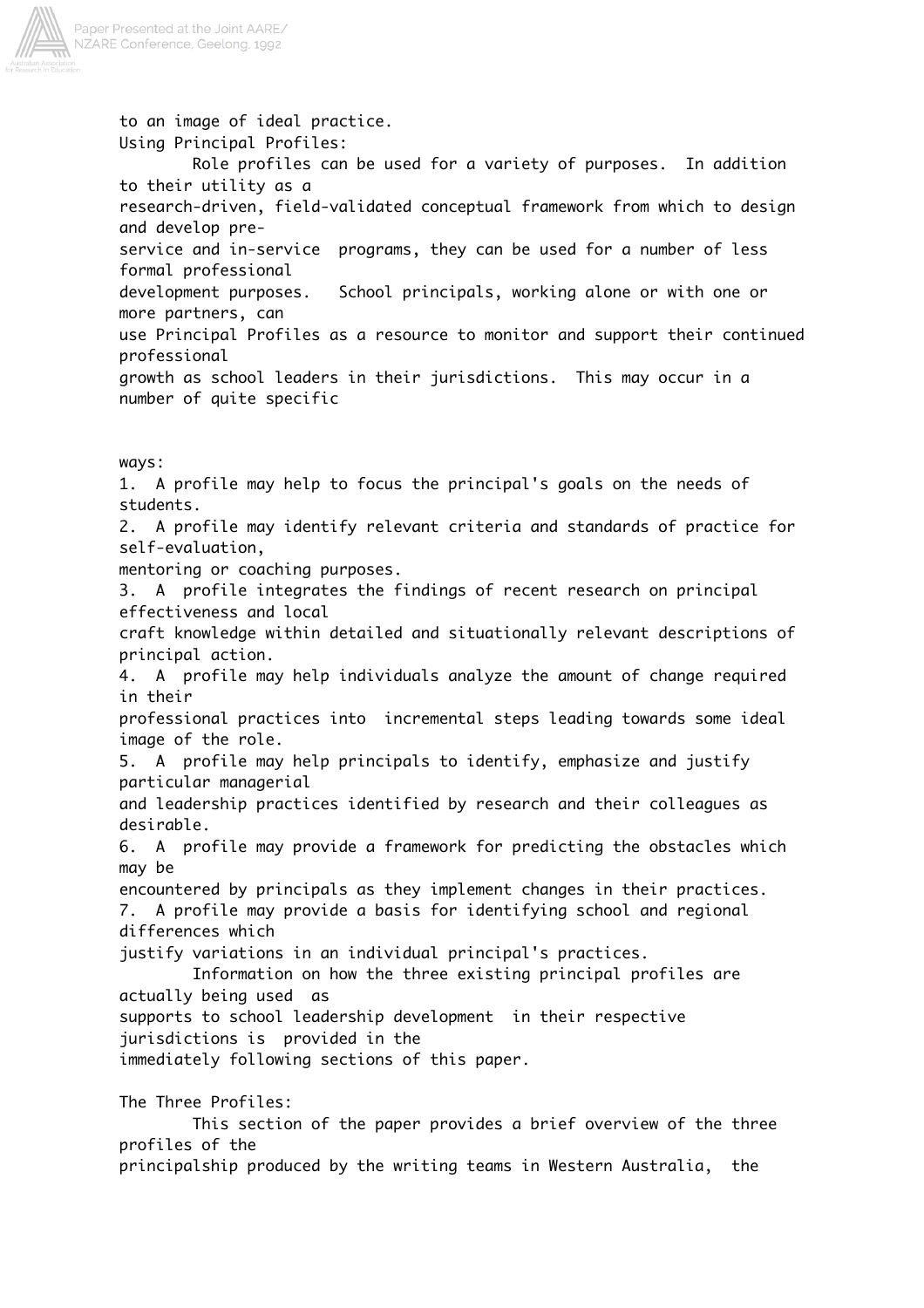to an image of ideal practice.

Using Principal Profiles:

Role profiles can be used for a variety of purposes. In addition to their utility as a research-driven, field-validated conceptual framework from which to design and develop pre-service and in-service programs, they can be used for a number of less formal professional development purposes. School principals, working alone or with one or more partners, can use Principal Profiles as a resource to monitor and support their continued professional growth as school leaders in their jurisdictions. This may occur in a number of quite specific ways:

1. A profile may help to focus the principal's goals on the needs of students.
2. A profile may identify relevant criteria and standards of practice for self-evaluation, mentoring or coaching purposes.
3. A profile integrates the findings of recent research on principal effectiveness and local craft knowledge within detailed and situationally relevant descriptions of principal action.
4. A profile may help individuals analyze the amount of change required in their professional practices into incremental steps leading towards some ideal image of the role.
5. A profile may help principals to identify, emphasize and justify particular managerial and leadership practices identified by research and their colleagues as desirable.
6. A profile may provide a framework for predicting the obstacles which may be encountered by principals as they implement changes in their practices.
7. A profile may provide a basis for identifying school and regional differences which justify variations in an individual principal's practices.

Information on how the three existing principal profiles are actually being used as supports to school leadership development in their respective jurisdictions is provided in the immediately following sections of this paper.

The Three Profiles:

This section of the paper provides a brief overview of the three profiles of the principalship produced by the writing teams in Western Australia, the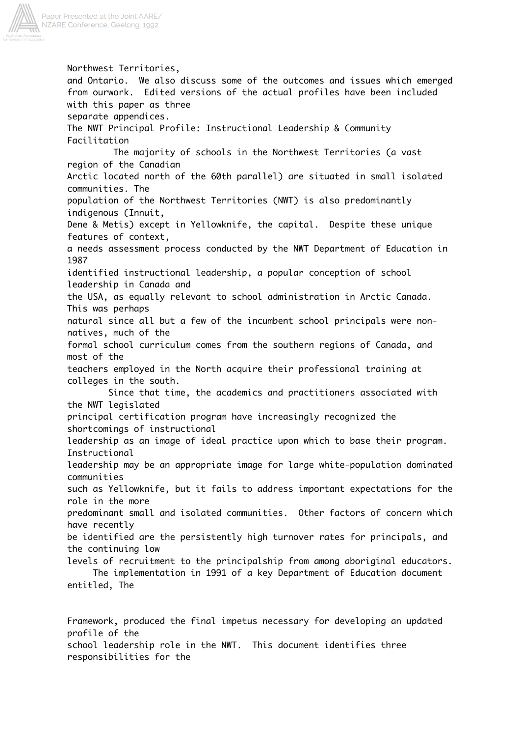Northwest Territories, and Ontario. We also discuss some of the outcomes and issues which emerged from ourwork. Edited versions of the actual profiles have been included with this paper as three separate appendices.

## The NWT Principal Profile: Instructional Leadership & Community Facilitation

The majority of schools in the Northwest Territories (a vast region of the Canadian Arctic located north of the 60th parallel) are situated in small isolated communities. The population of the Northwest Territories (NWT) is also predominantly indigenous (Innuit, Dene & Metis) except in Yellowknife, the capital. Despite these unique features of context, a needs assessment process conducted by the NWT Department of Education in 1987 identified instructional leadership, a popular conception of school leadership in Canada and the USA, as equally relevant to school administration in Arctic Canada. This was perhaps natural since all but a few of the incumbent school principals were non-natives, much of the formal school curriculum comes from the southern regions of Canada, and most of the teachers employed in the North acquire their professional training at colleges in the south.

Since that time, the academics and practitioners associated with the NWT legislated principal certification program have increasingly recognized the shortcomings of instructional leadership as an image of ideal practice upon which to base their program. Instructional leadership may be an appropriate image for large white-population dominated communities such as Yellowknife, but it fails to address important expectations for the role in the more predominant small and isolated communities. Other factors of concern which have recently be identified are the persistently high turnover rates for principals, and the continuing low levels of recruitment to the principalship from among aboriginal educators.

The implementation in 1991 of a key Department of Education document entitled, The

Framework, produced the final impetus necessary for developing an updated profile of the school leadership role in the NWT. This document identifies three responsibilities for the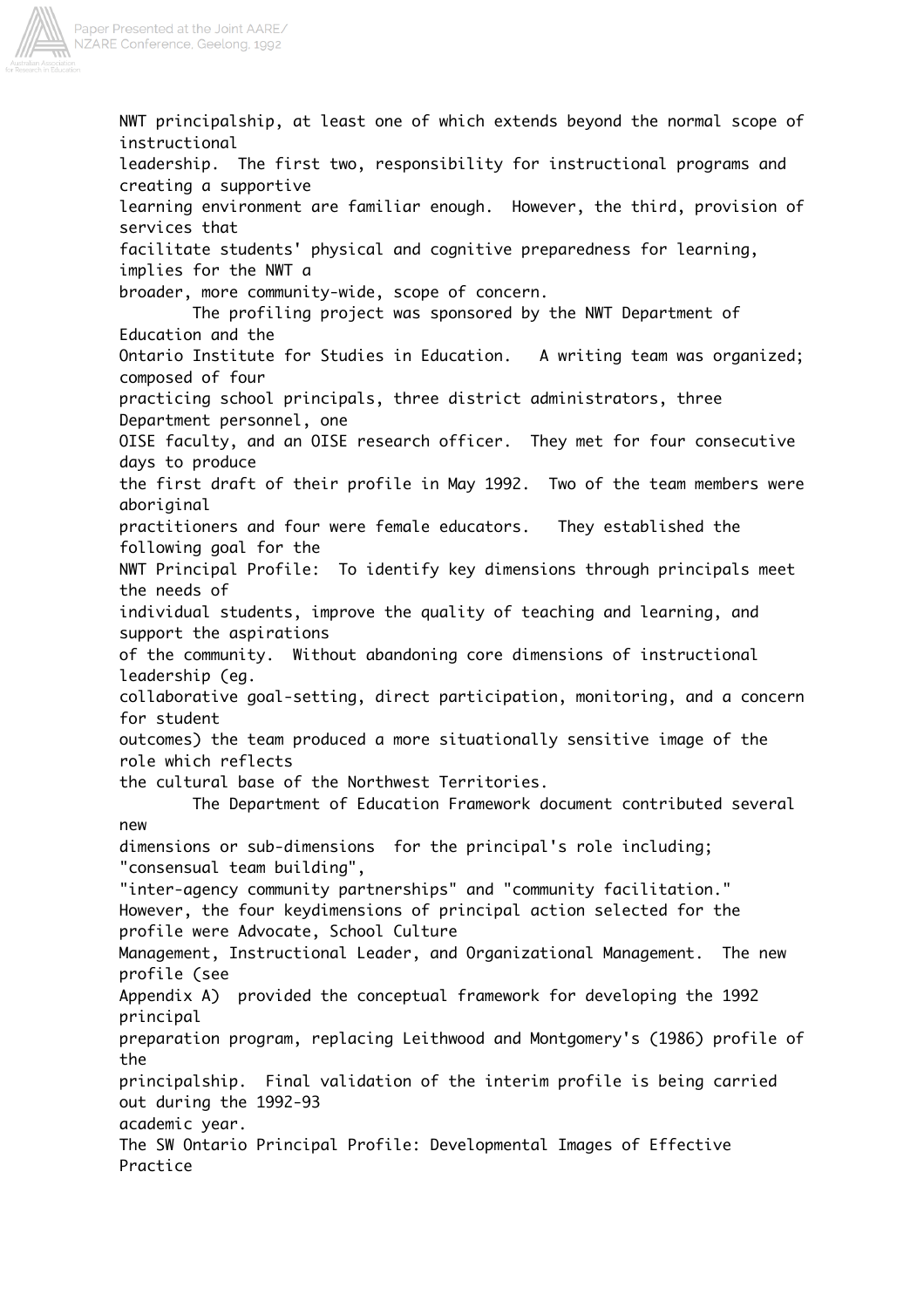NWT principalship, at least one of which extends beyond the normal scope of instructional leadership. The first two, responsibility for instructional programs and creating a supportive learning environment are familiar enough. However, the third, provision of services that facilitate students' physical and cognitive preparedness for learning, implies for the NWT a broader, more community-wide, scope of concern.

The profiling project was sponsored by the NWT Department of Education and the Ontario Institute for Studies in Education. A writing team was organized; composed of four practicing school principals, three district administrators, three Department personnel, one OISE faculty, and an OISE research officer. They met for four consecutive days to produce the first draft of their profile in May 1992. Two of the team members were aboriginal practitioners and four were female educators. They established the following goal for the NWT Principal Profile: To identify key dimensions through principals meet the needs of individual students, improve the quality of teaching and learning, and support the aspirations of the community. Without abandoning core dimensions of instructional leadership (eg. collaborative goal-setting, direct participation, monitoring, and a concern for student outcomes) the team produced a more situationally sensitive image of the role which reflects the cultural base of the Northwest Territories.

The Department of Education Framework document contributed several new dimensions or sub-dimensions for the principal's role including; "consensual team building", "inter-agency community partnerships" and "community facilitation." However, the four keydimensions of principal action selected for the profile were Advocate, School Culture Management, Instructional Leader, and Organizational Management. The new profile (see Appendix A) provided the conceptual framework for developing the 1992 principal preparation program, replacing Leithwood and Montgomery's (1986) profile of the principalship. Final validation of the interim profile is being carried out during the 1992-93 academic year.

The SW Ontario Principal Profile: Developmental Images of Effective Practice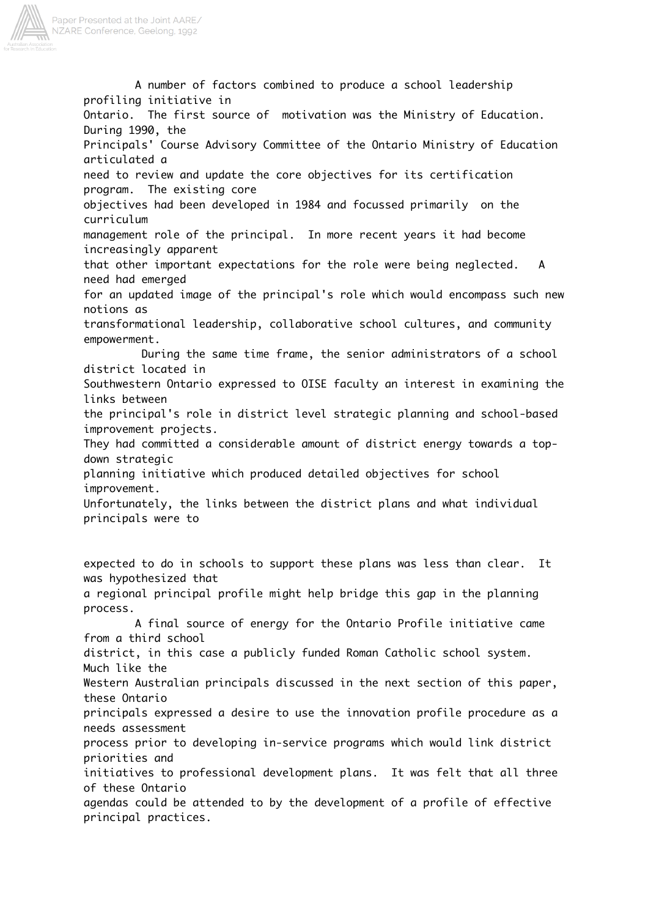A number of factors combined to produce a school leadership profiling initiative in Ontario. The first source of motivation was the Ministry of Education. During 1990, the Principals' Course Advisory Committee of the Ontario Ministry of Education articulated a need to review and update the core objectives for its certification program. The existing core objectives had been developed in 1984 and focussed primarily on the curriculum management role of the principal. In more recent years it had become increasingly apparent that other important expectations for the role were being neglected. A need had emerged for an updated image of the principal's role which would encompass such new notions as transformational leadership, collaborative school cultures, and community empowerment.

During the same time frame, the senior administrators of a school district located in Southwestern Ontario expressed to OISE faculty an interest in examining the links between the principal's role in district level strategic planning and school-based improvement projects. They had committed a considerable amount of district energy towards a top-down strategic planning initiative which produced detailed objectives for school improvement. Unfortunately, the links between the district plans and what individual principals were to expected to do in schools to support these plans was less than clear. It was hypothesized that a regional principal profile might help bridge this gap in the planning process.

A final source of energy for the Ontario Profile initiative came from a third school district, in this case a publicly funded Roman Catholic school system. Much like the Western Australian principals discussed in the next section of this paper, these Ontario principals expressed a desire to use the innovation profile procedure as a needs assessment process prior to developing in-service programs which would link district priorities and initiatives to professional development plans. It was felt that all three of these Ontario agendas could be attended to by the development of a profile of effective principal practices.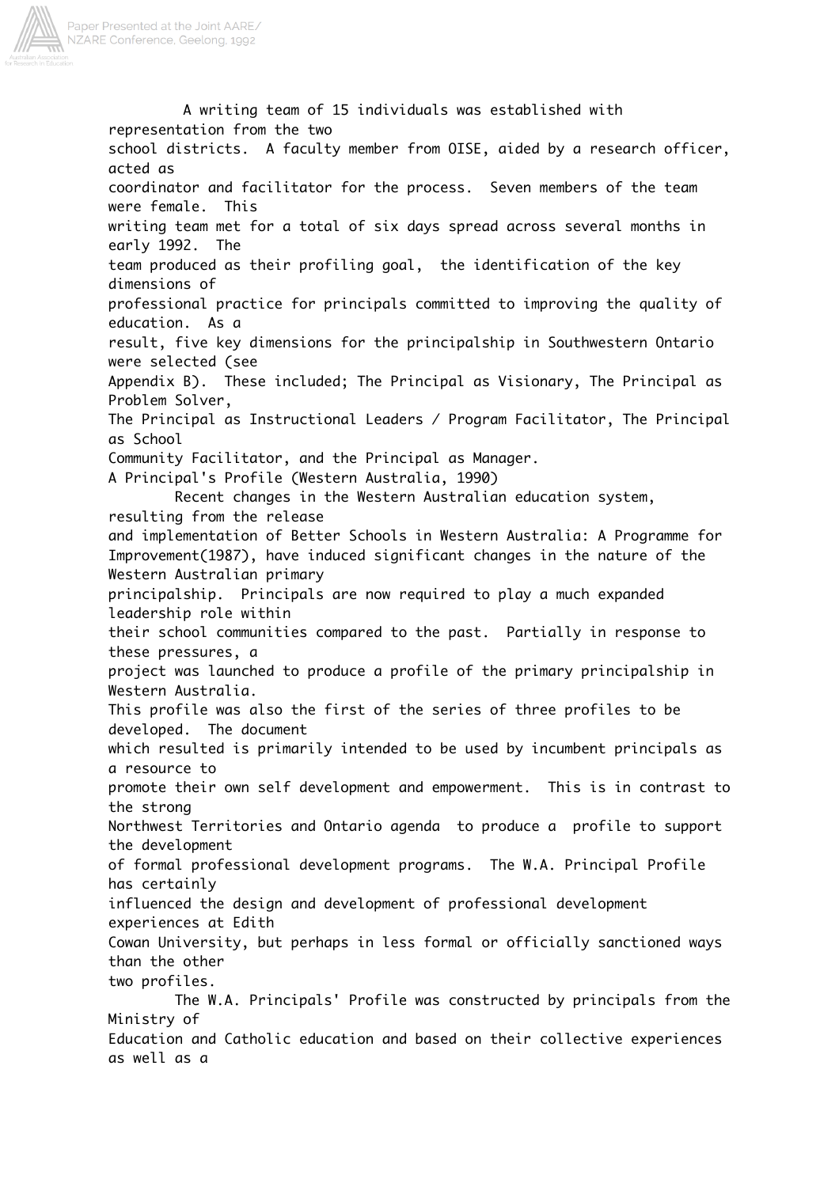A writing team of 15 individuals was established with representation from the two school districts. A faculty member from OISE, aided by a research officer, acted as coordinator and facilitator for the process. Seven members of the team were female. This writing team met for a total of six days spread across several months in early 1992. The team produced as their profiling goal, the identification of the key dimensions of professional practice for principals committed to improving the quality of education. As a result, five key dimensions for the principalship in Southwestern Ontario were selected (see Appendix B). These included; The Principal as Visionary, The Principal as Problem Solver, The Principal as Instructional Leaders / Program Facilitator, The Principal as School Community Facilitator, and the Principal as Manager.

### A Principal's Profile (Western Australia, 1990)

Recent changes in the Western Australian education system, resulting from the release and implementation of Better Schools in Western Australia: A Programme for Improvement(1987), have induced significant changes in the nature of the Western Australian primary principalship. Principals are now required to play a much expanded leadership role within their school communities compared to the past. Partially in response to these pressures, a project was launched to produce a profile of the primary principalship in Western Australia. This profile was also the first of the series of three profiles to be developed. The document which resulted is primarily intended to be used by incumbent principals as a resource to promote their own self development and empowerment. This is in contrast to the strong Northwest Territories and Ontario agenda to produce a profile to support the development of formal professional development programs. The W.A. Principal Profile has certainly influenced the design and development of professional development experiences at Edith Cowan University, but perhaps in less formal or officially sanctioned ways than the other two profiles.

The W.A. Principals' Profile was constructed by principals from the Ministry of Education and Catholic education and based on their collective experiences as well as a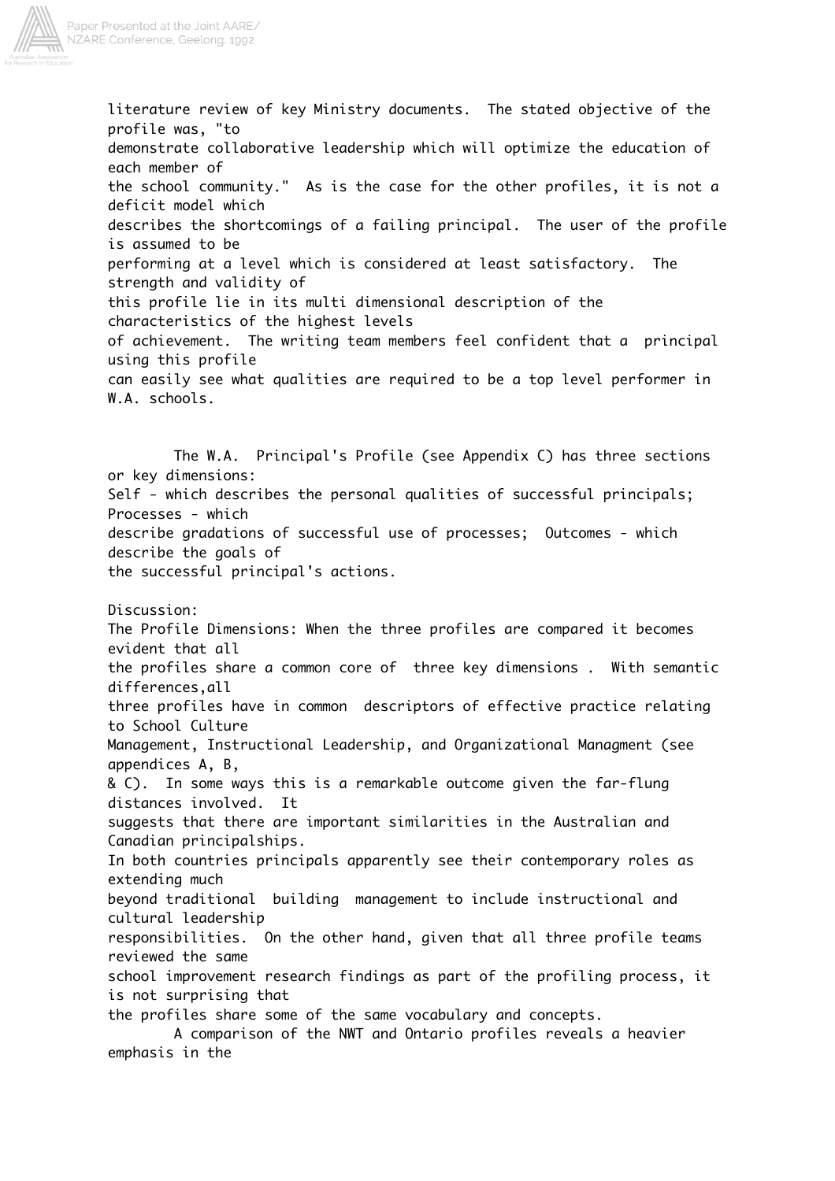literature review of key Ministry documents. The stated objective of the profile was, "to demonstrate collaborative leadership which will optimize the education of each member of the school community." As is the case for the other profiles, it is not a deficit model which describes the shortcomings of a failing principal. The user of the profile is assumed to be performing at a level which is considered at least satisfactory. The strength and validity of this profile lie in its multi dimensional description of the characteristics of the highest levels of achievement. The writing team members feel confident that a principal using this profile can easily see what qualities are required to be a top level performer in W.A. schools.

The W.A. Principal's Profile (see Appendix C) has three sections or key dimensions: Self - which describes the personal qualities of successful principals; Processes - which describe gradations of successful use of processes; Outcomes - which describe the goals of the successful principal's actions.

Discussion:

The Profile Dimensions: When the three profiles are compared it becomes evident that all the profiles share a common core of three key dimensions . With semantic differences,all three profiles have in common descriptors of effective practice relating to School Culture Management, Instructional Leadership, and Organizational Managment (see appendices A, B, & C). In some ways this is a remarkable outcome given the far-flung distances involved. It suggests that there are important similarities in the Australian and Canadian principalships. In both countries principals apparently see their contemporary roles as extending much beyond traditional building management to include instructional and cultural leadership responsibilities. On the other hand, given that all three profile teams reviewed the same school improvement research findings as part of the profiling process, it is not surprising that the profiles share some of the same vocabulary and concepts.

A comparison of the NWT and Ontario profiles reveals a heavier emphasis in the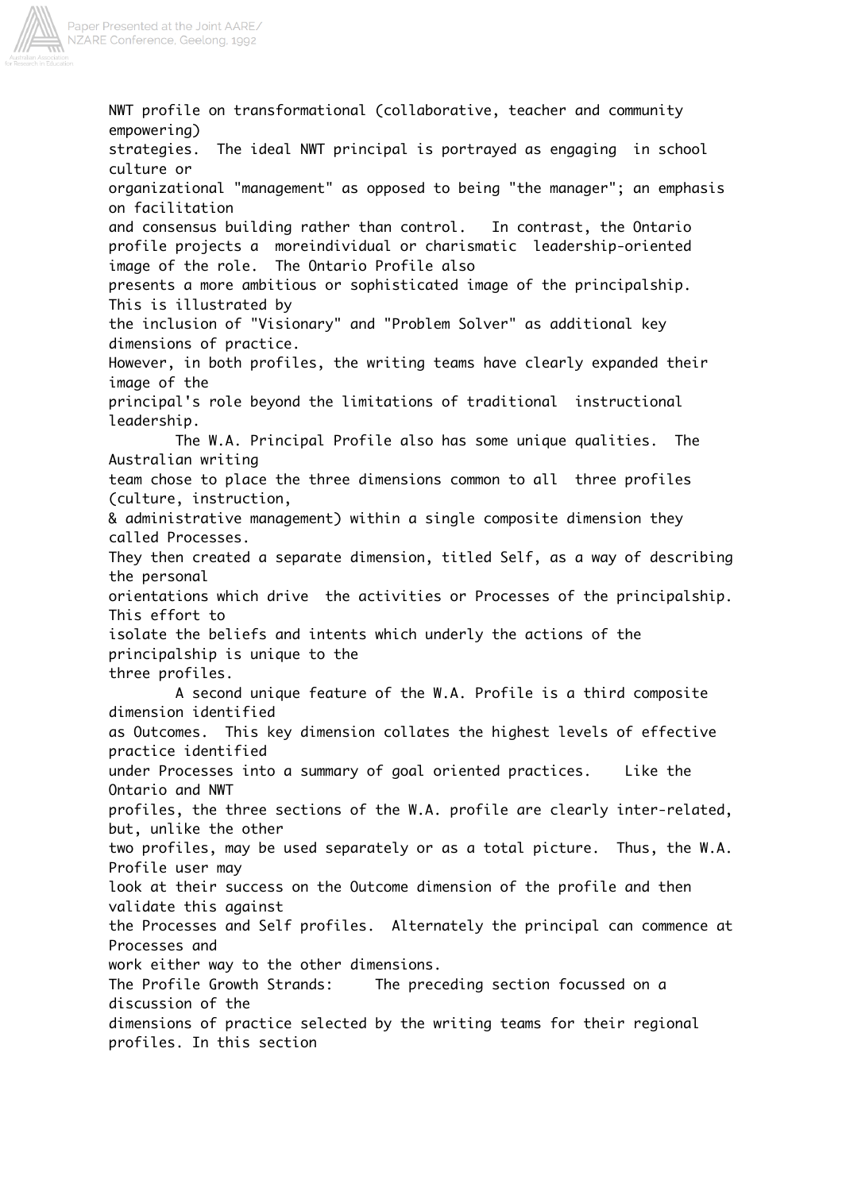NWT profile on transformational (collaborative, teacher and community empowering) strategies. The ideal NWT principal is portrayed as engaging in school culture or organizational "management" as opposed to being "the manager"; an emphasis on facilitation and consensus building rather than control. In contrast, the Ontario profile projects a moreindividual or charismatic leadership-oriented image of the role. The Ontario Profile also presents a more ambitious or sophisticated image of the principalship. This is illustrated by the inclusion of "Visionary" and "Problem Solver" as additional key dimensions of practice. However, in both profiles, the writing teams have clearly expanded their image of the principal's role beyond the limitations of traditional instructional leadership.

The W.A. Principal Profile also has some unique qualities. The Australian writing team chose to place the three dimensions common to all three profiles (culture, instruction, & administrative management) within a single composite dimension they called Processes. They then created a separate dimension, titled Self, as a way of describing the personal orientations which drive the activities or Processes of the principalship. This effort to isolate the beliefs and intents which underly the actions of the principalship is unique to the three profiles.

A second unique feature of the W.A. Profile is a third composite dimension identified as Outcomes. This key dimension collates the highest levels of effective practice identified under Processes into a summary of goal oriented practices. Like the Ontario and NWT profiles, the three sections of the W.A. profile are clearly inter-related, but, unlike the other two profiles, may be used separately or as a total picture. Thus, the W.A. Profile user may look at their success on the Outcome dimension of the profile and then validate this against the Processes and Self profiles. Alternately the principal can commence at Processes and work either way to the other dimensions.

The Profile Growth Strands: The preceding section focussed on a discussion of the dimensions of practice selected by the writing teams for their regional profiles. In this section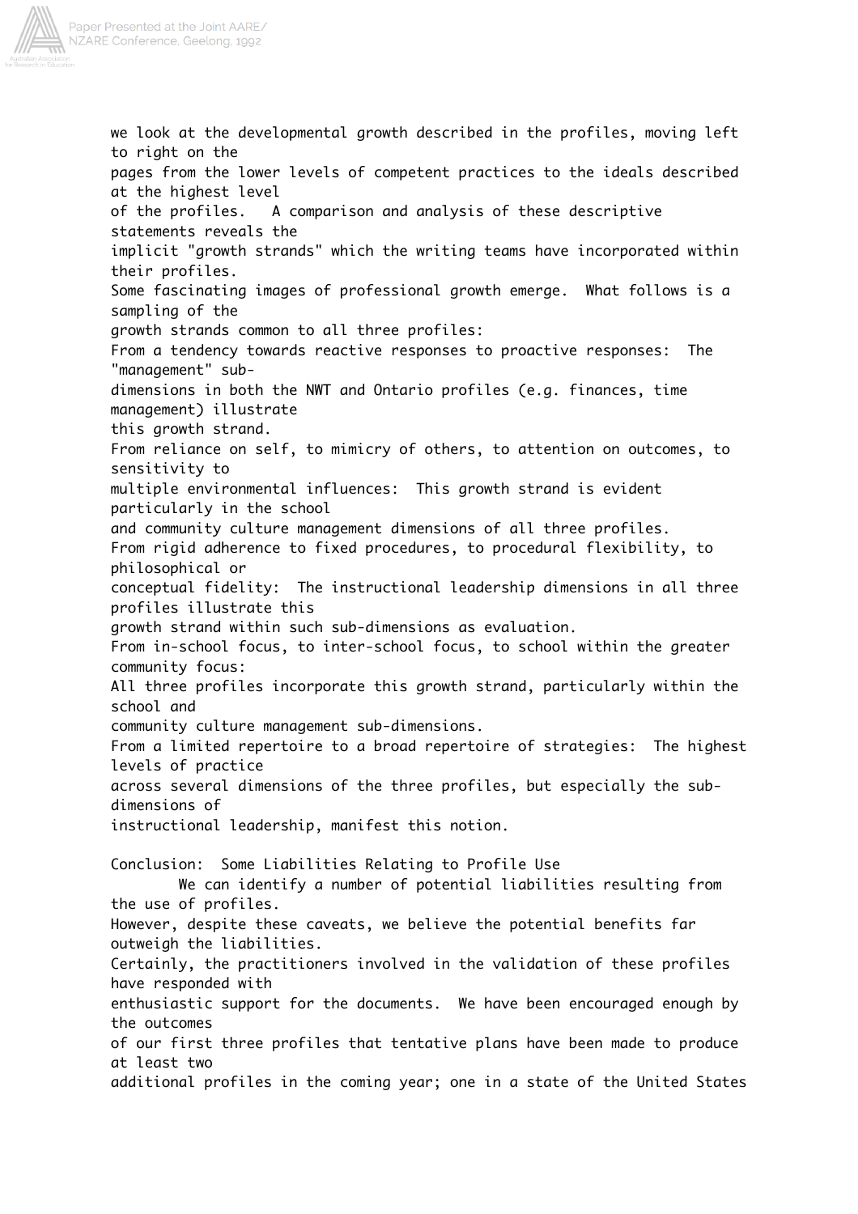we look at the developmental growth described in the profiles, moving left to right on the pages from the lower levels of competent practices to the ideals described at the highest level of the profiles. A comparison and analysis of these descriptive statements reveals the implicit "growth strands" which the writing teams have incorporated within their profiles. Some fascinating images of professional growth emerge. What follows is a sampling of the growth strands common to all three profiles:

From a tendency towards reactive responses to proactive responses: The "management" sub-dimensions in both the NWT and Ontario profiles (e.g. finances, time management) illustrate this growth strand.

From reliance on self, to mimicry of others, to attention on outcomes, to sensitivity to multiple environmental influences: This growth strand is evident particularly in the school and community culture management dimensions of all three profiles.

From rigid adherence to fixed procedures, to procedural flexibility, to philosophical or conceptual fidelity: The instructional leadership dimensions in all three profiles illustrate this growth strand within such sub-dimensions as evaluation.

From in-school focus, to inter-school focus, to school within the greater community focus: All three profiles incorporate this growth strand, particularly within the school and community culture management sub-dimensions.

From a limited repertoire to a broad repertoire of strategies: The highest levels of practice across several dimensions of the three profiles, but especially the sub-dimensions of instructional leadership, manifest this notion.

## Conclusion: Some Liabilities Relating to Profile Use

We can identify a number of potential liabilities resulting from the use of profiles. However, despite these caveats, we believe the potential benefits far outweigh the liabilities. Certainly, the practitioners involved in the validation of these profiles have responded with enthusiastic support for the documents. We have been encouraged enough by the outcomes of our first three profiles that tentative plans have been made to produce at least two additional profiles in the coming year; one in a state of the United States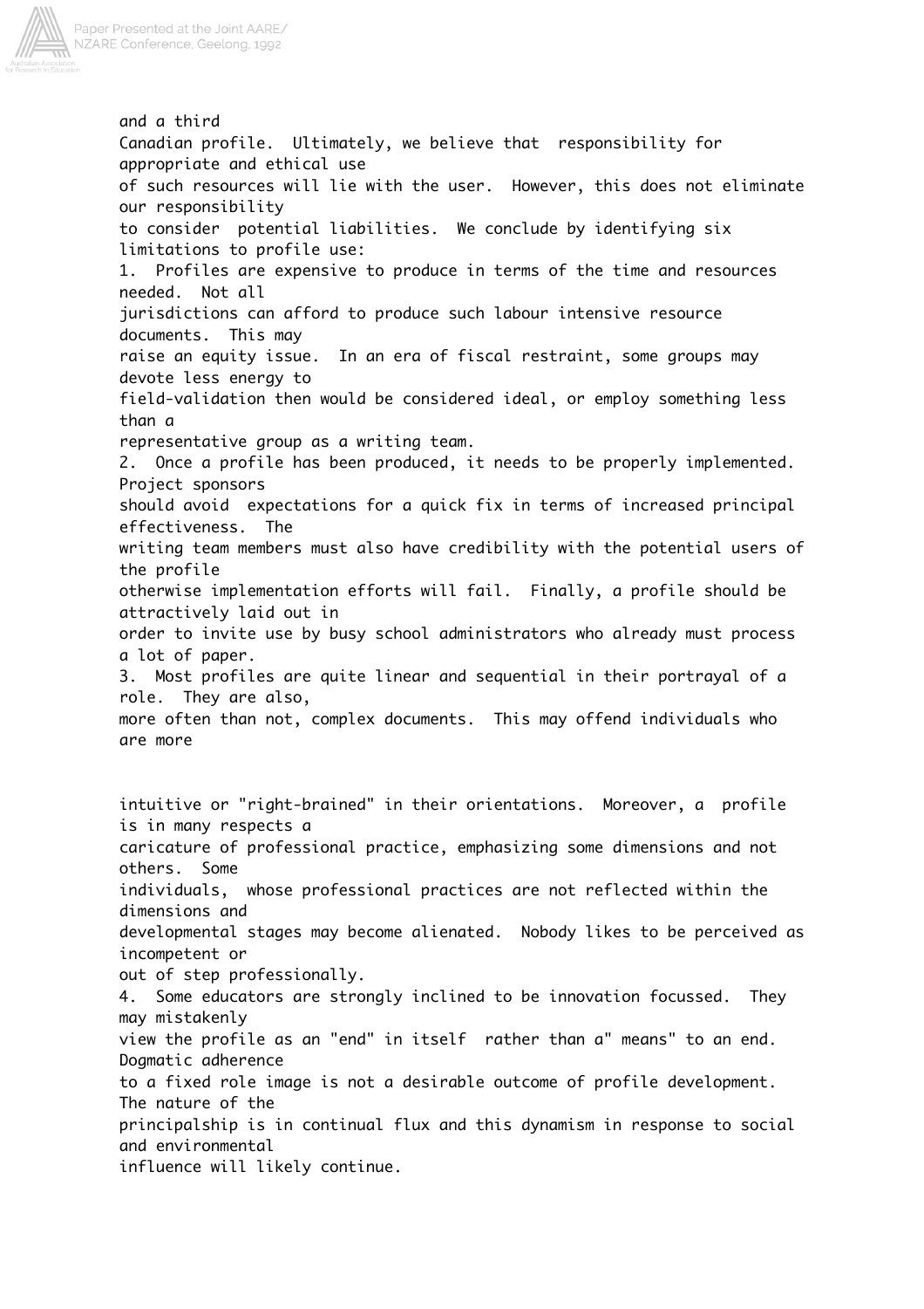and a third Canadian profile. Ultimately, we believe that responsibility for appropriate and ethical use of such resources will lie with the user. However, this does not eliminate our responsibility to consider potential liabilities. We conclude by identifying six limitations to profile use:

1. Profiles are expensive to produce in terms of the time and resources needed. Not all jurisdictions can afford to produce such labour intensive resource documents. This may raise an equity issue. In an era of fiscal restraint, some groups may devote less energy to field-validation then would be considered ideal, or employ something less than a representative group as a writing team.
2. Once a profile has been produced, it needs to be properly implemented. Project sponsors should avoid expectations for a quick fix in terms of increased principal effectiveness. The writing team members must also have credibility with the potential users of the profile otherwise implementation efforts will fail. Finally, a profile should be attractively laid out in order to invite use by busy school administrators who already must process a lot of paper.
3. Most profiles are quite linear and sequential in their portrayal of a role. They are also, more often than not, complex documents. This may offend individuals who are more intuitive or "right-brained" in their orientations. Moreover, a profile is in many respects a caricature of professional practice, emphasizing some dimensions and not others. Some individuals, whose professional practices are not reflected within the dimensions and developmental stages may become alienated. Nobody likes to be perceived as incompetent or out of step professionally.
4. Some educators are strongly inclined to be innovation focussed. They may mistakenly view the profile as an "end" in itself rather than a" means" to an end. Dogmatic adherence to a fixed role image is not a desirable outcome of profile development. The nature of the principalship is in continual flux and this dynamism in response to social and environmental influence will likely continue.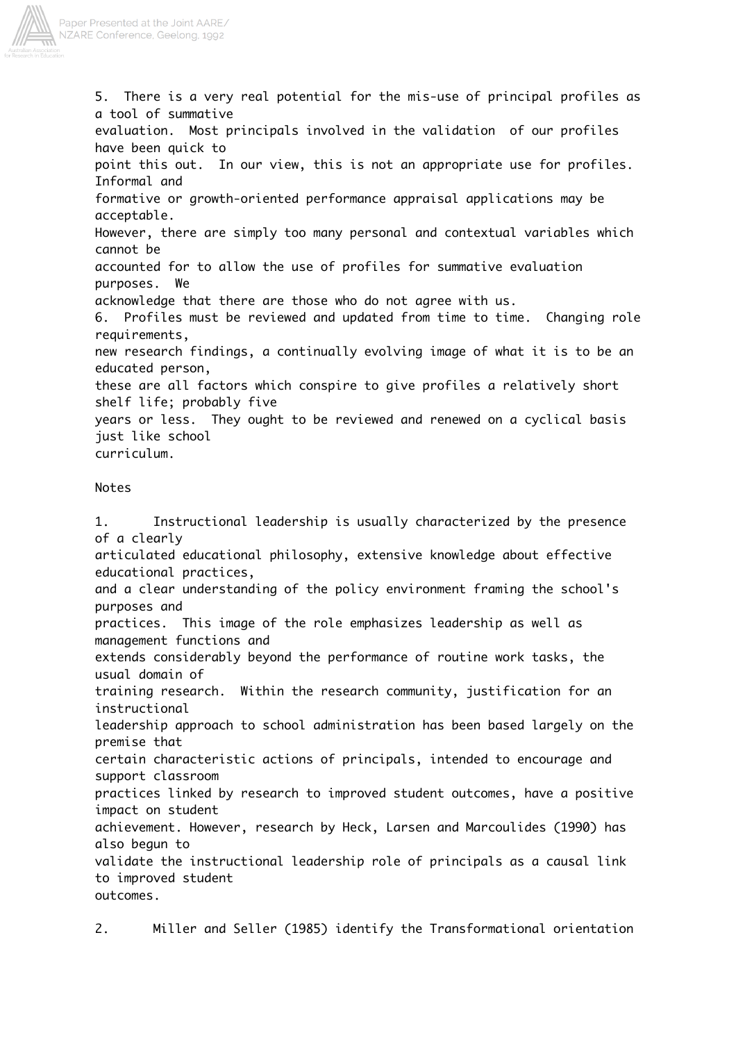5. There is a very real potential for the mis-use of principal profiles as a tool of summative evaluation. Most principals involved in the validation of our profiles have been quick to point this out. In our view, this is not an appropriate use for profiles. Informal and formative or growth-oriented performance appraisal applications may be acceptable. However, there are simply too many personal and contextual variables which cannot be accounted for to allow the use of profiles for summative evaluation purposes. We acknowledge that there are those who do not agree with us.

6. Profiles must be reviewed and updated from time to time. Changing role requirements, new research findings, a continually evolving image of what it is to be an educated person, these are all factors which conspire to give profiles a relatively short shelf life; probably five years or less. They ought to be reviewed and renewed on a cyclical basis just like school curriculum.

Notes

1. Instructional leadership is usually characterized by the presence of a clearly articulated educational philosophy, extensive knowledge about effective educational practices, and a clear understanding of the policy environment framing the school's purposes and practices. This image of the role emphasizes leadership as well as management functions and extends considerably beyond the performance of routine work tasks, the usual domain of training research. Within the research community, justification for an instructional leadership approach to school administration has been based largely on the premise that certain characteristic actions of principals, intended to encourage and support classroom practices linked by research to improved student outcomes, have a positive impact on student achievement. However, research by Heck, Larsen and Marcoulides (1990) has also begun to validate the instructional leadership role of principals as a causal link to improved student outcomes.

2. Miller and Seller (1985) identify the Transformational orientation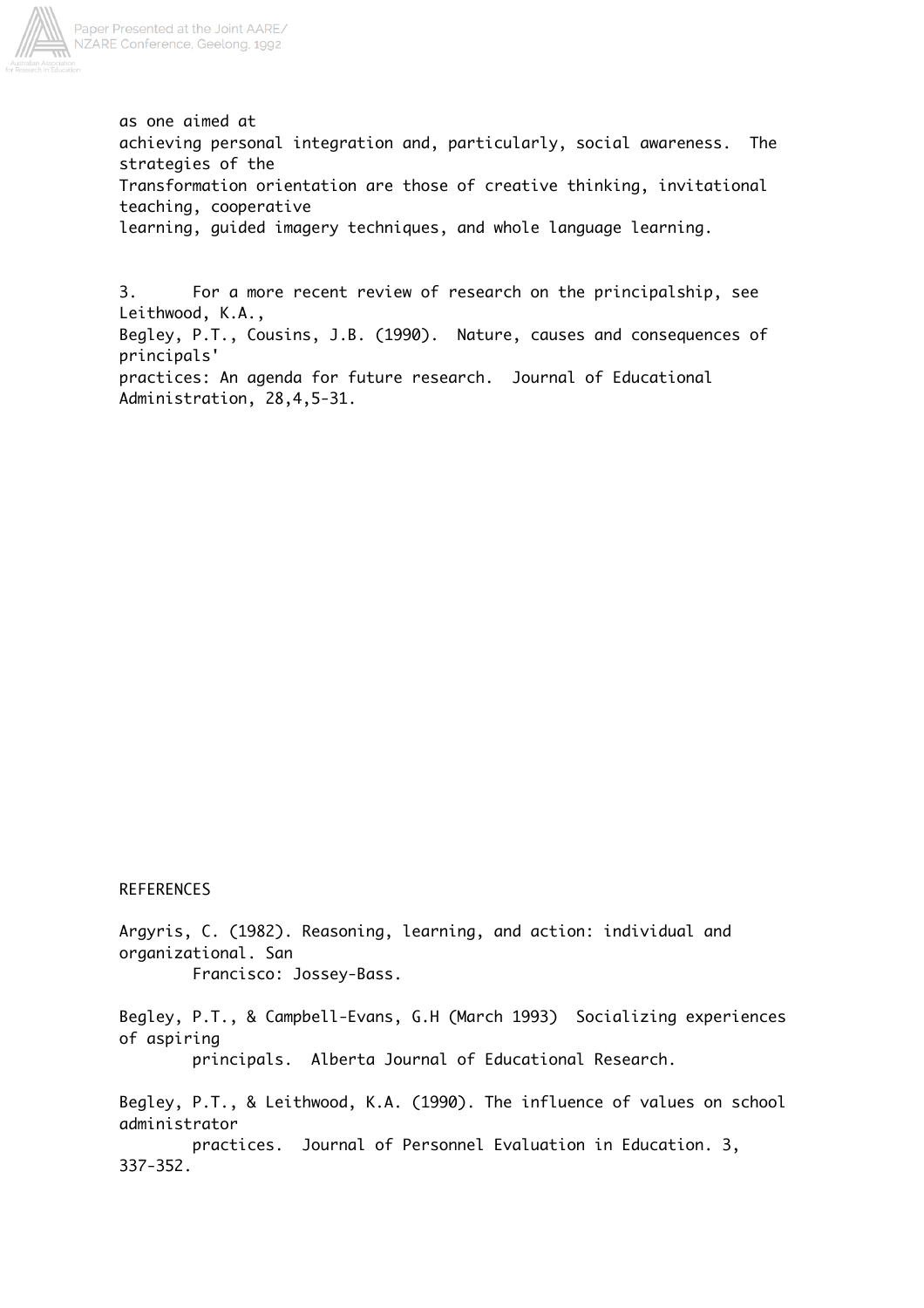as one aimed at achieving personal integration and, particularly, social awareness. The strategies of the Transformation orientation are those of creative thinking, invitational teaching, cooperative learning, guided imagery techniques, and whole language learning.

3. For a more recent review of research on the principalship, see Leithwood, K.A., Begley, P.T., Cousins, J.B. (1990). Nature, causes and consequences of principals' practices: An agenda for future research. Journal of Educational Administration, 28,4,5-31.

## REFERENCES

Argyris, C. (1982). Reasoning, learning, and action: individual and organizational. San Francisco: Jossey-Bass.

Begley, P.T., & Campbell-Evans, G.H (March 1993) Socializing experiences of aspiring principals. Alberta Journal of Educational Research.

Begley, P.T., & Leithwood, K.A. (1990). The influence of values on school administrator practices. Journal of Personnel Evaluation in Education. 3, 337-352.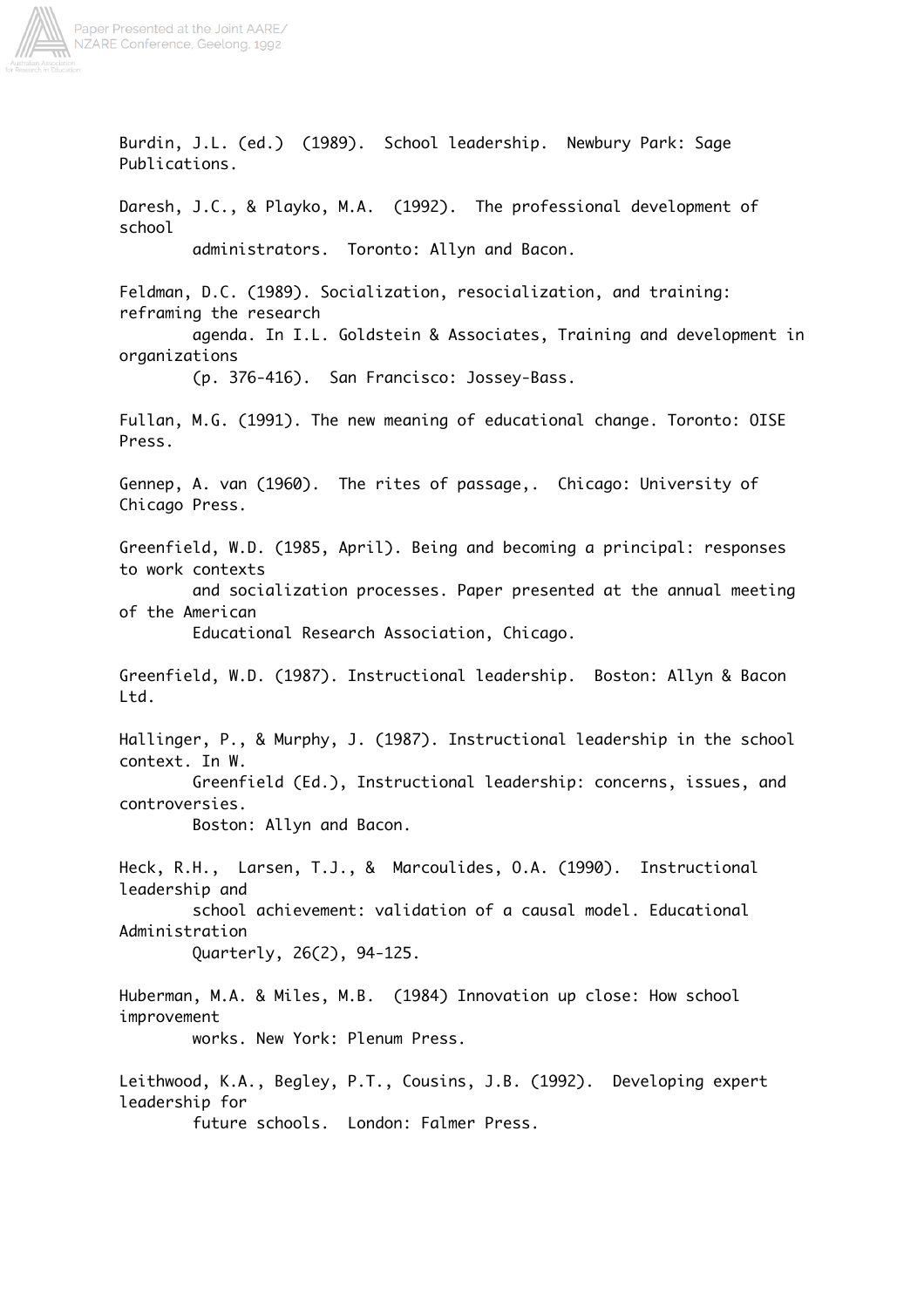Burdin, J.L. (ed.) (1989). School leadership. Newbury Park: Sage Publications.

Daresh, J.C., & Playko, M.A. (1992). The professional development of school administrators. Toronto: Allyn and Bacon.

Feldman, D.C. (1989). Socialization, resocialization, and training: reframing the research agenda. In I.L. Goldstein & Associates, Training and development in organizations (p. 376-416). San Francisco: Jossey-Bass.

Fullan, M.G. (1991). The new meaning of educational change. Toronto: OISE Press.

Gennep, A. van (1960). The rites of passage,. Chicago: University of Chicago Press.

Greenfield, W.D. (1985, April). Being and becoming a principal: responses to work contexts and socialization processes. Paper presented at the annual meeting of the American Educational Research Association, Chicago.

Greenfield, W.D. (1987). Instructional leadership. Boston: Allyn & Bacon Ltd.

Hallinger, P., & Murphy, J. (1987). Instructional leadership in the school context. In W. Greenfield (Ed.), Instructional leadership: concerns, issues, and controversies. Boston: Allyn and Bacon.

Heck, R.H., Larsen, T.J., & Marcoulides, O.A. (1990). Instructional leadership and school achievement: validation of a causal model. Educational Administration Quarterly, 26(2), 94-125.

Huberman, M.A. & Miles, M.B. (1984) Innovation up close: How school improvement works. New York: Plenum Press.

Leithwood, K.A., Begley, P.T., Cousins, J.B. (1992). Developing expert leadership for future schools. London: Falmer Press.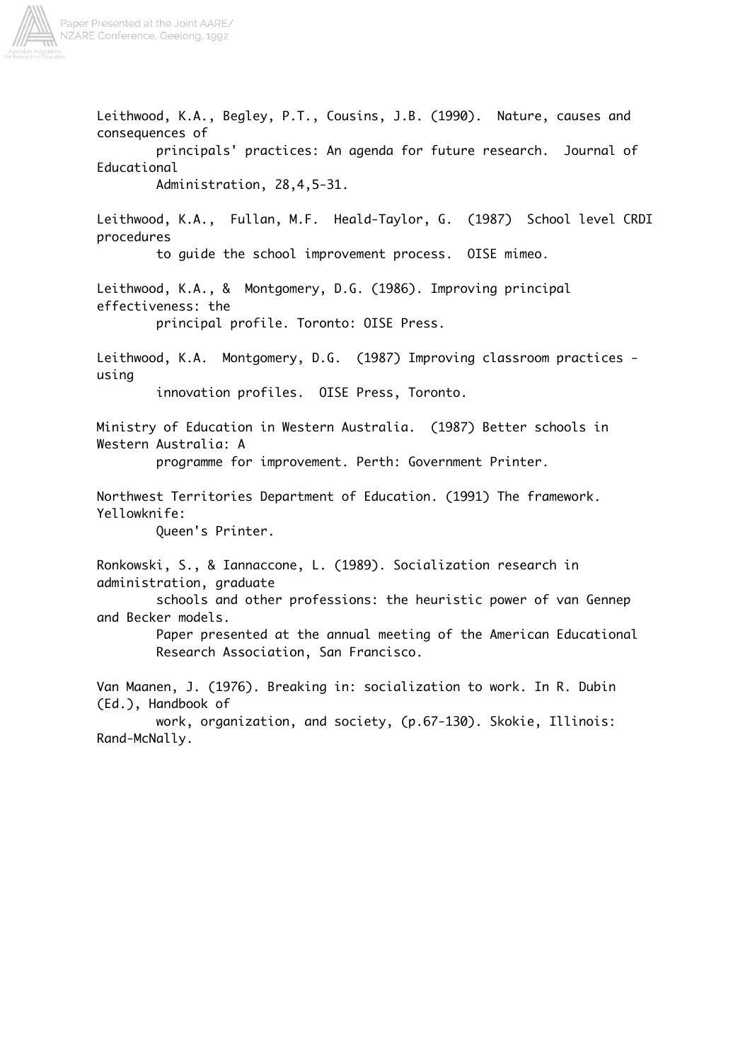Leithwood, K.A., Begley, P.T., Cousins, J.B. (1990). Nature, causes and consequences of principals' practices: An agenda for future research. Journal of Educational Administration, 28,4,5-31.

Leithwood, K.A., Fullan, M.F. Heald-Taylor, G. (1987) School level CRDI procedures to guide the school improvement process. OISE mimeo.

Leithwood, K.A., & Montgomery, D.G. (1986). Improving principal effectiveness: the principal profile. Toronto: OISE Press.

Leithwood, K.A. Montgomery, D.G. (1987) Improving classroom practices - using innovation profiles. OISE Press, Toronto.

Ministry of Education in Western Australia. (1987) Better schools in Western Australia: A programme for improvement. Perth: Government Printer.

Northwest Territories Department of Education. (1991) The framework. Yellowknife: Queen's Printer.

Ronkowski, S., & Iannaccone, L. (1989). Socialization research in administration, graduate schools and other professions: the heuristic power of van Gennep and Becker models. Paper presented at the annual meeting of the American Educational Research Association, San Francisco.

Van Maanen, J. (1976). Breaking in: socialization to work. In R. Dubin (Ed.), Handbook of work, organization, and society, (p.67-130). Skokie, Illinois: Rand-McNally.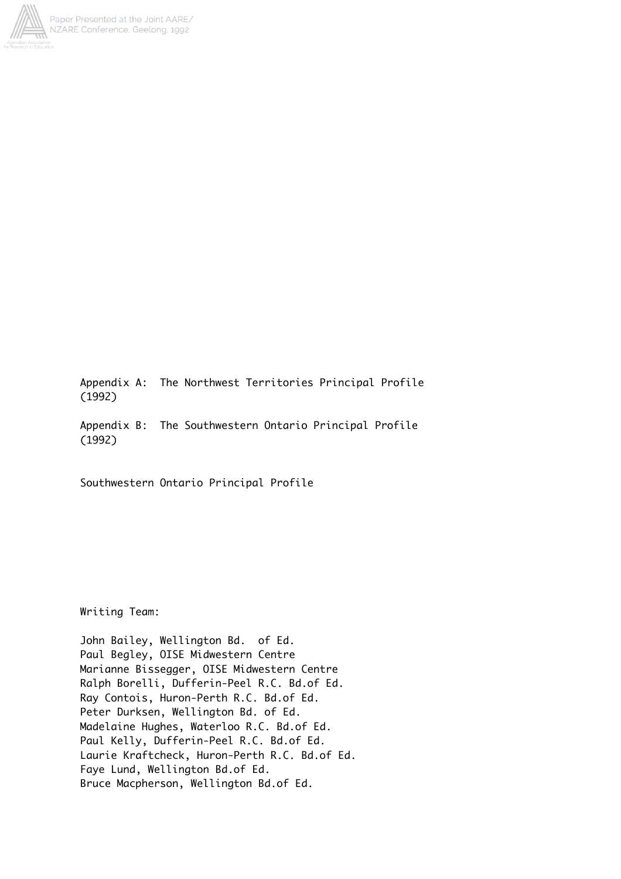Appendix A: The Northwest Territories Principal Profile (1992)

Appendix B: The Southwestern Ontario Principal Profile (1992)

Southwestern Ontario Principal Profile

Writing Team:

John Bailey, Wellington Bd. of Ed.
Paul Begley, OISE Midwestern Centre
Marianne Bissegger, OISE Midwestern Centre
Ralph Borelli, Dufferin-Peel R.C. Bd.of Ed.
Ray Contois, Huron-Perth R.C. Bd.of Ed.
Peter Durksen, Wellington Bd. of Ed.
Madelaine Hughes, Waterloo R.C. Bd.of Ed.
Paul Kelly, Dufferin-Peel R.C. Bd.of Ed.
Laurie Kraftcheck, Huron-Perth R.C. Bd.of Ed.
Faye Lund, Wellington Bd.of Ed.
Bruce Macpherson, Wellington Bd.of Ed.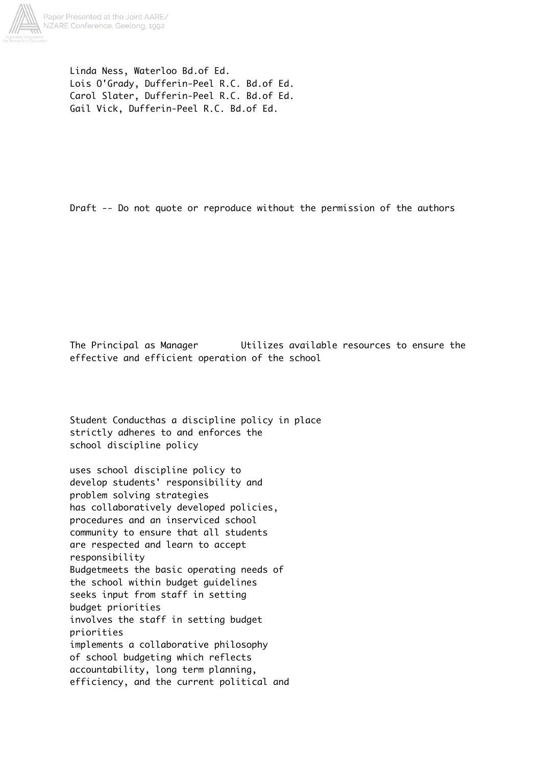Linda Ness, Waterloo Bd.of Ed.
Lois O'Grady, Dufferin-Peel R.C. Bd.of Ed.
Carol Slater, Dufferin-Peel R.C. Bd.of Ed.
Gail Vick, Dufferin-Peel R.C. Bd.of Ed.

Draft -- Do not quote or reproduce without the permission of the authors

The Principal as Manager Utilizes available resources to ensure the effective and efficient operation of the school

Student Conducthas a discipline policy in place
strictly adheres to and enforces the school discipline policy

uses school discipline policy to develop students' responsibility and problem solving strategies
has collaboratively developed policies, procedures and an inserviced school community to ensure that all students are respected and learn to accept responsibility
Budgetmeets the basic operating needs of the school within budget guidelines
seeks input from staff in setting budget priorities
involves the staff in setting budget priorities
implements a collaborative philosophy of school budgeting which reflects accountability, long term planning, efficiency, and the current political and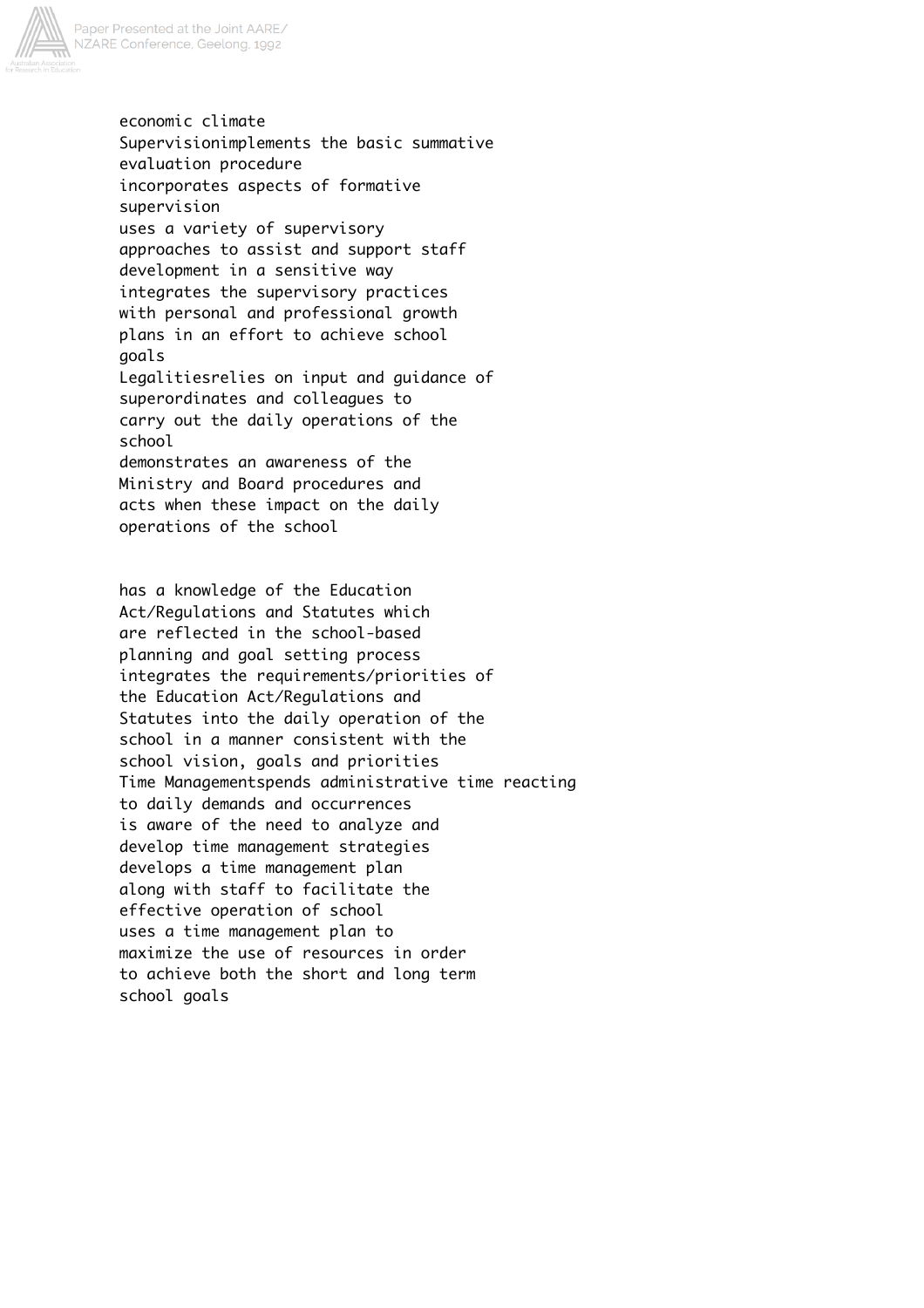economic climate
Supervisionimplements the basic summative
evaluation procedure
incorporates aspects of formative
supervision
uses a variety of supervisory
approaches to assist and support staff
development in a sensitive way
integrates the supervisory practices
with personal and professional growth
plans in an effort to achieve school
goals
Legalitiesrelies on input and guidance of
superordinates and colleagues to
carry out the daily operations of the
school
demonstrates an awareness of the
Ministry and Board procedures and
acts when these impact on the daily
operations of the school

has a knowledge of the Education
Act/Regulations and Statutes which
are reflected in the school-based
planning and goal setting process
integrates the requirements/priorities of
the Education Act/Regulations and
Statutes into the daily operation of the
school in a manner consistent with the
school vision, goals and priorities
Time Managementspends administrative time reacting
to daily demands and occurrences
is aware of the need to analyze and
develop time management strategies
develops a time management plan
along with staff to facilitate the
effective operation of school
uses a time management plan to
maximize the use of resources in order
to achieve both the short and long term
school goals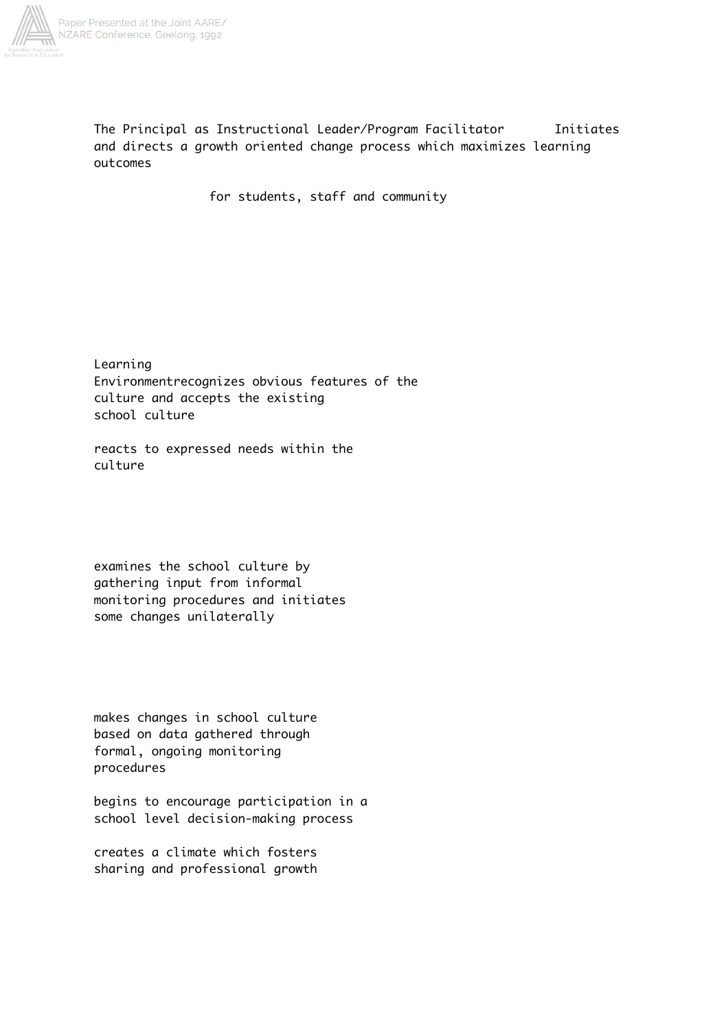The Principal as Instructional Leader/Program Facilitator Initiates and directs a growth oriented change process which maximizes learning outcomes

for students, staff and community

Learning Environmentrecognizes obvious features of the culture and accepts the existing school culture

reacts to expressed needs within the culture

examines the school culture by gathering input from informal monitoring procedures and initiates some changes unilaterally

makes changes in school culture based on data gathered through formal, ongoing monitoring procedures

begins to encourage participation in a school level decision-making process

creates a climate which fosters sharing and professional growth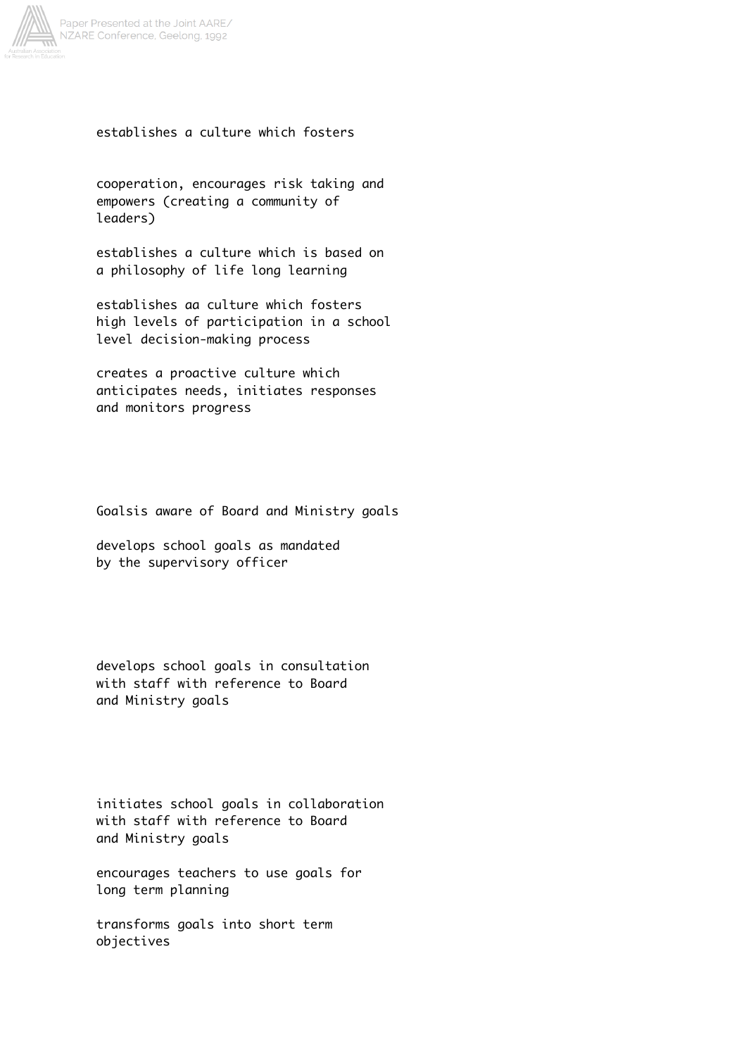establishes a culture which fosters

cooperation, encourages risk taking and empowers (creating a community of leaders)

establishes a culture which is based on a philosophy of life long learning

establishes aa culture which fosters high levels of participation in a school level decision-making process

creates a proactive culture which anticipates needs, initiates responses and monitors progress

Goalsis aware of Board and Ministry goals

develops school goals as mandated by the supervisory officer

develops school goals in consultation with staff with reference to Board and Ministry goals

initiates school goals in collaboration with staff with reference to Board and Ministry goals

encourages teachers to use goals for long term planning

transforms goals into short term objectives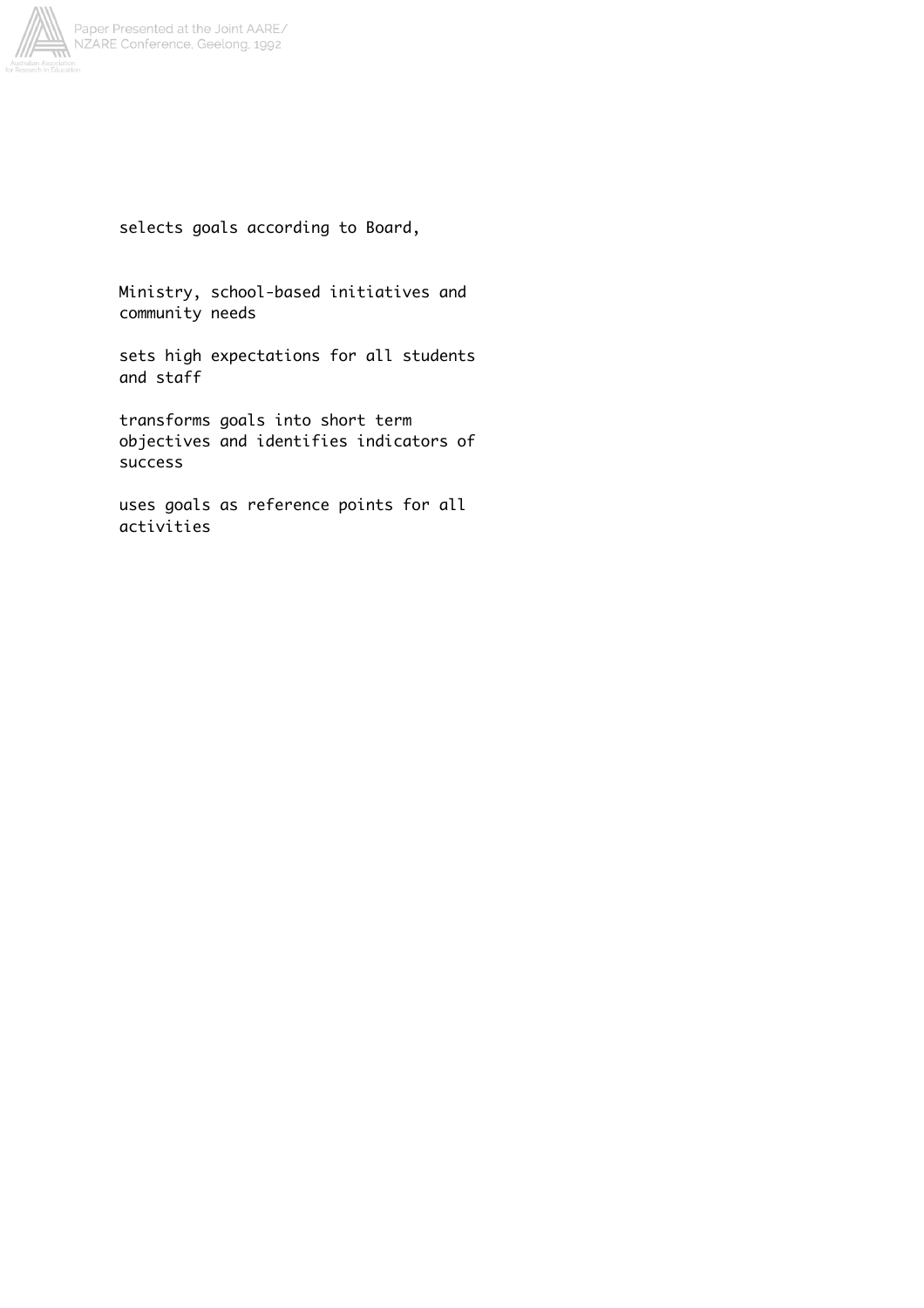selects goals according to Board,

Ministry, school-based initiatives and community needs

sets high expectations for all students and staff

transforms goals into short term objectives and identifies indicators of success

uses goals as reference points for all activities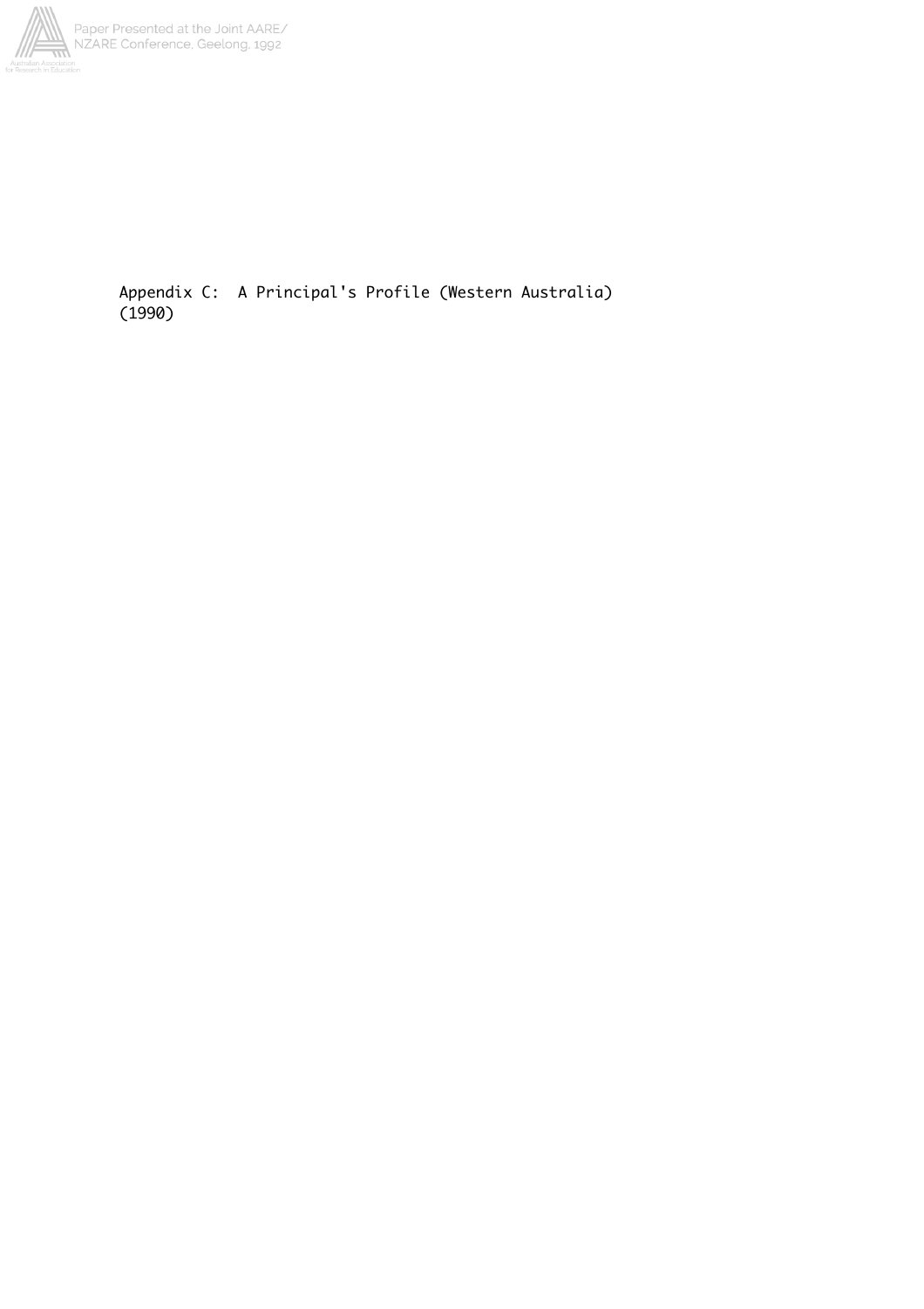Appendix C: A Principal's Profile (Western Australia) (1990)